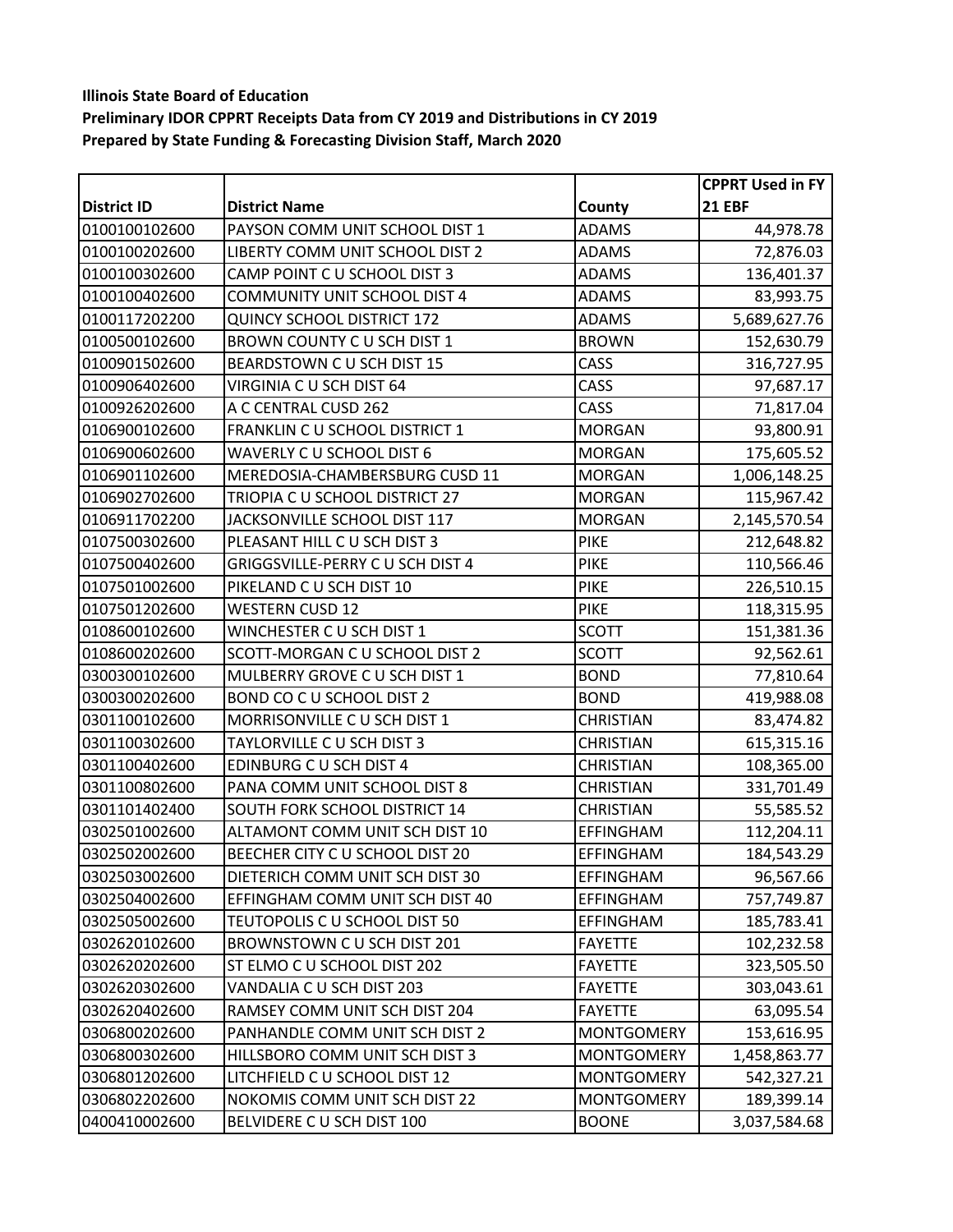**Illinois State Board of Education**

**Preliminary IDOR CPPRT Receipts Data from CY 2019 and Distributions in CY 2019**

**Prepared by State Funding & Forecasting Division Staff, March 2020**

| District ID | District Name | County | CPPRT Used in FY 21 EBF |
|---|---|---|---|
| 0100100102600 | PAYSON COMM UNIT SCHOOL DIST 1 | ADAMS | 44,978.78 |
| 0100100202600 | LIBERTY COMM UNIT SCHOOL DIST 2 | ADAMS | 72,876.03 |
| 0100100302600 | CAMP POINT C U SCHOOL DIST 3 | ADAMS | 136,401.37 |
| 0100100402600 | COMMUNITY UNIT SCHOOL DIST 4 | ADAMS | 83,993.75 |
| 0100117202200 | QUINCY SCHOOL DISTRICT 172 | ADAMS | 5,689,627.76 |
| 0100500102600 | BROWN COUNTY C U SCH DIST 1 | BROWN | 152,630.79 |
| 0100901502600 | BEARDSTOWN C U SCH DIST 15 | CASS | 316,727.95 |
| 0100906402600 | VIRGINIA C U SCH DIST 64 | CASS | 97,687.17 |
| 0100926202600 | A C CENTRAL CUSD 262 | CASS | 71,817.04 |
| 0106900102600 | FRANKLIN C U SCHOOL DISTRICT 1 | MORGAN | 93,800.91 |
| 0106900602600 | WAVERLY C U SCHOOL DIST 6 | MORGAN | 175,605.52 |
| 0106901102600 | MEREDOSIA-CHAMBERSBURG CUSD 11 | MORGAN | 1,006,148.25 |
| 0106902702600 | TRIOPIA C U SCHOOL DISTRICT 27 | MORGAN | 115,967.42 |
| 0106911702200 | JACKSONVILLE SCHOOL DIST 117 | MORGAN | 2,145,570.54 |
| 0107500302600 | PLEASANT HILL C U SCH DIST 3 | PIKE | 212,648.82 |
| 0107500402600 | GRIGGSVILLE-PERRY C U SCH DIST 4 | PIKE | 110,566.46 |
| 0107501002600 | PIKELAND C U SCH DIST 10 | PIKE | 226,510.15 |
| 0107501202600 | WESTERN CUSD 12 | PIKE | 118,315.95 |
| 0108600102600 | WINCHESTER C U SCH DIST 1 | SCOTT | 151,381.36 |
| 0108600202600 | SCOTT-MORGAN C U SCHOOL DIST 2 | SCOTT | 92,562.61 |
| 0300300102600 | MULBERRY GROVE C U SCH DIST 1 | BOND | 77,810.64 |
| 0300300202600 | BOND CO C U SCHOOL DIST 2 | BOND | 419,988.08 |
| 0301100102600 | MORRISONVILLE C U SCH DIST 1 | CHRISTIAN | 83,474.82 |
| 0301100302600 | TAYLORVILLE C U SCH DIST 3 | CHRISTIAN | 615,315.16 |
| 0301100402600 | EDINBURG C U SCH DIST 4 | CHRISTIAN | 108,365.00 |
| 0301100802600 | PANA COMM UNIT SCHOOL DIST 8 | CHRISTIAN | 331,701.49 |
| 0301101402400 | SOUTH FORK SCHOOL DISTRICT 14 | CHRISTIAN | 55,585.52 |
| 0302501002600 | ALTAMONT COMM UNIT SCH DIST 10 | EFFINGHAM | 112,204.11 |
| 0302502002600 | BEECHER CITY C U SCHOOL DIST 20 | EFFINGHAM | 184,543.29 |
| 0302503002600 | DIETERICH COMM UNIT SCH DIST 30 | EFFINGHAM | 96,567.66 |
| 0302504002600 | EFFINGHAM COMM UNIT SCH DIST 40 | EFFINGHAM | 757,749.87 |
| 0302505002600 | TEUTOPOLIS C U SCHOOL DIST 50 | EFFINGHAM | 185,783.41 |
| 0302620102600 | BROWNSTOWN C U SCH DIST 201 | FAYETTE | 102,232.58 |
| 0302620202600 | ST ELMO C U SCHOOL DIST 202 | FAYETTE | 323,505.50 |
| 0302620302600 | VANDALIA C U SCH DIST 203 | FAYETTE | 303,043.61 |
| 0302620402600 | RAMSEY COMM UNIT SCH DIST 204 | FAYETTE | 63,095.54 |
| 0306800202600 | PANHANDLE COMM UNIT SCH DIST 2 | MONTGOMERY | 153,616.95 |
| 0306800302600 | HILLSBORO COMM UNIT SCH DIST 3 | MONTGOMERY | 1,458,863.77 |
| 0306801202600 | LITCHFIELD C U SCHOOL DIST 12 | MONTGOMERY | 542,327.21 |
| 0306802202600 | NOKOMIS COMM UNIT SCH DIST 22 | MONTGOMERY | 189,399.14 |
| 0400410002600 | BELVIDERE C U SCH DIST 100 | BOONE | 3,037,584.68 |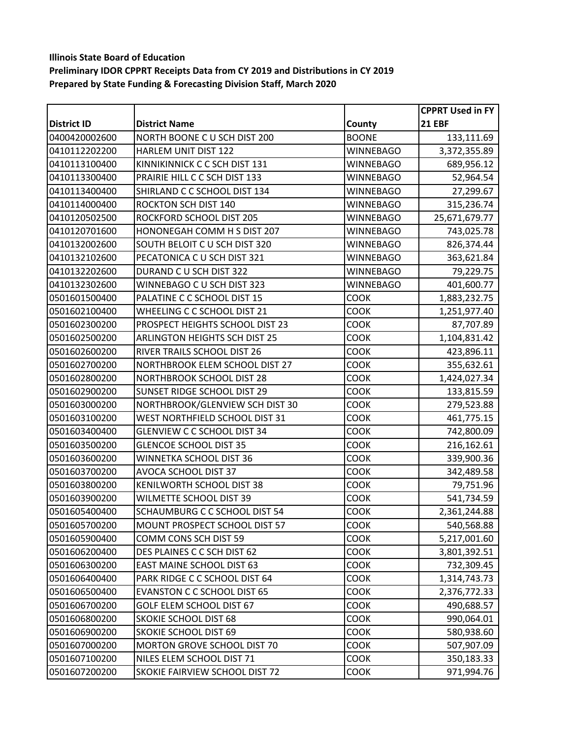**Illinois State Board of Education**
**Preliminary IDOR CPPRT Receipts Data from CY 2019 and Distributions in CY 2019**
**Prepared by State Funding & Forecasting Division Staff, March 2020**

| District ID | District Name | County | CPPRT Used in FY 21 EBF |
|---|---|---|---|
| 0400420002600 | NORTH BOONE C U SCH DIST 200 | BOONE | 133,111.69 |
| 0410112202200 | HARLEM UNIT DIST 122 | WINNEBAGO | 3,372,355.89 |
| 0410113100400 | KINNIKINNICK C C SCH DIST 131 | WINNEBAGO | 689,956.12 |
| 0410113300400 | PRAIRIE HILL C C SCH DIST 133 | WINNEBAGO | 52,964.54 |
| 0410113400400 | SHIRLAND C C SCHOOL DIST 134 | WINNEBAGO | 27,299.67 |
| 0410114000400 | ROCKTON SCH DIST 140 | WINNEBAGO | 315,236.74 |
| 0410120502500 | ROCKFORD SCHOOL DIST 205 | WINNEBAGO | 25,671,679.77 |
| 0410120701600 | HONONEGAH COMM H S DIST 207 | WINNEBAGO | 743,025.78 |
| 0410132002600 | SOUTH BELOIT C U SCH DIST 320 | WINNEBAGO | 826,374.44 |
| 0410132102600 | PECATONICA C U SCH DIST 321 | WINNEBAGO | 363,621.84 |
| 0410132202600 | DURAND C U SCH DIST 322 | WINNEBAGO | 79,229.75 |
| 0410132302600 | WINNEBAGO C U SCH DIST 323 | WINNEBAGO | 401,600.77 |
| 0501601500400 | PALATINE C C SCHOOL DIST 15 | COOK | 1,883,232.75 |
| 0501602100400 | WHEELING C C SCHOOL DIST 21 | COOK | 1,251,977.40 |
| 0501602300200 | PROSPECT HEIGHTS SCHOOL DIST 23 | COOK | 87,707.89 |
| 0501602500200 | ARLINGTON HEIGHTS SCH DIST 25 | COOK | 1,104,831.42 |
| 0501602600200 | RIVER TRAILS SCHOOL DIST 26 | COOK | 423,896.11 |
| 0501602700200 | NORTHBROOK ELEM SCHOOL DIST 27 | COOK | 355,632.61 |
| 0501602800200 | NORTHBROOK SCHOOL DIST 28 | COOK | 1,424,027.34 |
| 0501602900200 | SUNSET RIDGE SCHOOL DIST 29 | COOK | 133,815.59 |
| 0501603000200 | NORTHBROOK/GLENVIEW SCH DIST 30 | COOK | 279,523.88 |
| 0501603100200 | WEST NORTHFIELD SCHOOL DIST 31 | COOK | 461,775.15 |
| 0501603400400 | GLENVIEW C C SCHOOL DIST 34 | COOK | 742,800.09 |
| 0501603500200 | GLENCOE SCHOOL DIST 35 | COOK | 216,162.61 |
| 0501603600200 | WINNETKA SCHOOL DIST 36 | COOK | 339,900.36 |
| 0501603700200 | AVOCA SCHOOL DIST 37 | COOK | 342,489.58 |
| 0501603800200 | KENILWORTH SCHOOL DIST 38 | COOK | 79,751.96 |
| 0501603900200 | WILMETTE SCHOOL DIST 39 | COOK | 541,734.59 |
| 0501605400400 | SCHAUMBURG C C SCHOOL DIST 54 | COOK | 2,361,244.88 |
| 0501605700200 | MOUNT PROSPECT SCHOOL DIST 57 | COOK | 540,568.88 |
| 0501605900400 | COMM CONS SCH DIST 59 | COOK | 5,217,001.60 |
| 0501606200400 | DES PLAINES C C SCH DIST 62 | COOK | 3,801,392.51 |
| 0501606300200 | EAST MAINE SCHOOL DIST 63 | COOK | 732,309.45 |
| 0501606400400 | PARK RIDGE C C SCHOOL DIST 64 | COOK | 1,314,743.73 |
| 0501606500400 | EVANSTON C C SCHOOL DIST 65 | COOK | 2,376,772.33 |
| 0501606700200 | GOLF ELEM SCHOOL DIST 67 | COOK | 490,688.57 |
| 0501606800200 | SKOKIE SCHOOL DIST 68 | COOK | 990,064.01 |
| 0501606900200 | SKOKIE SCHOOL DIST 69 | COOK | 580,938.60 |
| 0501607000200 | MORTON GROVE SCHOOL DIST 70 | COOK | 507,907.09 |
| 0501607100200 | NILES ELEM SCHOOL DIST 71 | COOK | 350,183.33 |
| 0501607200200 | SKOKIE FAIRVIEW SCHOOL DIST 72 | COOK | 971,994.76 |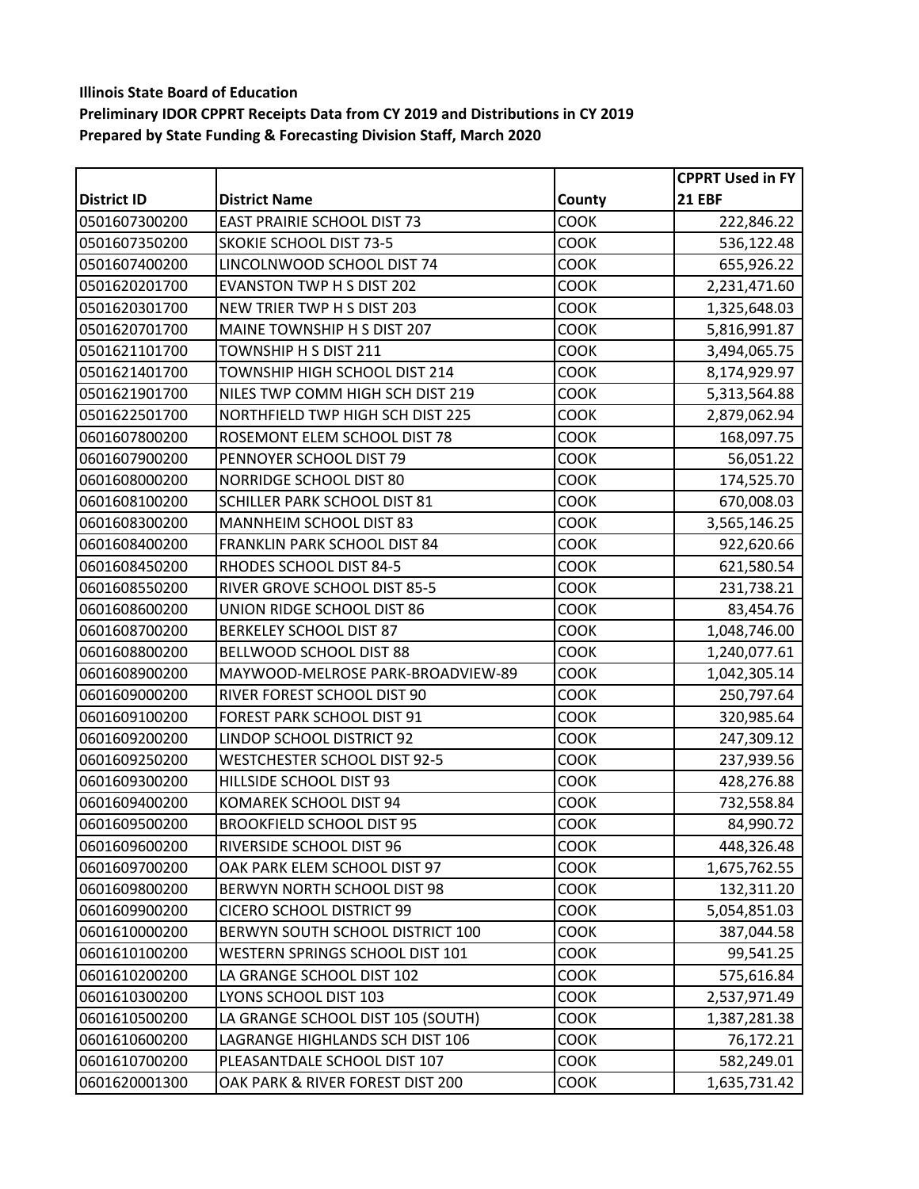**Illinois State Board of Education**
**Preliminary IDOR CPPRT Receipts Data from CY 2019 and Distributions in CY 2019**
**Prepared by State Funding & Forecasting Division Staff, March 2020**

| District ID | District Name | County | CPPRT Used in FY 21 EBF |
|---|---|---|---|
| 0501607300200 | EAST PRAIRIE SCHOOL DIST 73 | COOK | 222,846.22 |
| 0501607350200 | SKOKIE SCHOOL DIST 73-5 | COOK | 536,122.48 |
| 0501607400200 | LINCOLNWOOD SCHOOL DIST 74 | COOK | 655,926.22 |
| 0501620201700 | EVANSTON TWP H S DIST 202 | COOK | 2,231,471.60 |
| 0501620301700 | NEW TRIER TWP H S DIST 203 | COOK | 1,325,648.03 |
| 0501620701700 | MAINE TOWNSHIP H S DIST 207 | COOK | 5,816,991.87 |
| 0501621101700 | TOWNSHIP H S DIST 211 | COOK | 3,494,065.75 |
| 0501621401700 | TOWNSHIP HIGH SCHOOL DIST 214 | COOK | 8,174,929.97 |
| 0501621901700 | NILES TWP COMM HIGH SCH DIST 219 | COOK | 5,313,564.88 |
| 0501622501700 | NORTHFIELD TWP HIGH SCH DIST 225 | COOK | 2,879,062.94 |
| 0601607800200 | ROSEMONT ELEM SCHOOL DIST 78 | COOK | 168,097.75 |
| 0601607900200 | PENNOYER SCHOOL DIST 79 | COOK | 56,051.22 |
| 0601608000200 | NORRIDGE SCHOOL DIST 80 | COOK | 174,525.70 |
| 0601608100200 | SCHILLER PARK SCHOOL DIST 81 | COOK | 670,008.03 |
| 0601608300200 | MANNHEIM SCHOOL DIST 83 | COOK | 3,565,146.25 |
| 0601608400200 | FRANKLIN PARK SCHOOL DIST 84 | COOK | 922,620.66 |
| 0601608450200 | RHODES SCHOOL DIST 84-5 | COOK | 621,580.54 |
| 0601608550200 | RIVER GROVE SCHOOL DIST 85-5 | COOK | 231,738.21 |
| 0601608600200 | UNION RIDGE SCHOOL DIST 86 | COOK | 83,454.76 |
| 0601608700200 | BERKELEY SCHOOL DIST 87 | COOK | 1,048,746.00 |
| 0601608800200 | BELLWOOD SCHOOL DIST 88 | COOK | 1,240,077.61 |
| 0601608900200 | MAYWOOD-MELROSE PARK-BROADVIEW-89 | COOK | 1,042,305.14 |
| 0601609000200 | RIVER FOREST SCHOOL DIST 90 | COOK | 250,797.64 |
| 0601609100200 | FOREST PARK SCHOOL DIST 91 | COOK | 320,985.64 |
| 0601609200200 | LINDOP SCHOOL DISTRICT 92 | COOK | 247,309.12 |
| 0601609250200 | WESTCHESTER SCHOOL DIST 92-5 | COOK | 237,939.56 |
| 0601609300200 | HILLSIDE SCHOOL DIST 93 | COOK | 428,276.88 |
| 0601609400200 | KOMAREK SCHOOL DIST 94 | COOK | 732,558.84 |
| 0601609500200 | BROOKFIELD SCHOOL DIST 95 | COOK | 84,990.72 |
| 0601609600200 | RIVERSIDE SCHOOL DIST 96 | COOK | 448,326.48 |
| 0601609700200 | OAK PARK ELEM SCHOOL DIST 97 | COOK | 1,675,762.55 |
| 0601609800200 | BERWYN NORTH SCHOOL DIST 98 | COOK | 132,311.20 |
| 0601609900200 | CICERO SCHOOL DISTRICT 99 | COOK | 5,054,851.03 |
| 0601610000200 | BERWYN SOUTH SCHOOL DISTRICT 100 | COOK | 387,044.58 |
| 0601610100200 | WESTERN SPRINGS SCHOOL DIST 101 | COOK | 99,541.25 |
| 0601610200200 | LA GRANGE SCHOOL DIST 102 | COOK | 575,616.84 |
| 0601610300200 | LYONS SCHOOL DIST 103 | COOK | 2,537,971.49 |
| 0601610500200 | LA GRANGE SCHOOL DIST 105 (SOUTH) | COOK | 1,387,281.38 |
| 0601610600200 | LAGRANGE HIGHLANDS SCH DIST 106 | COOK | 76,172.21 |
| 0601610700200 | PLEASANTDALE SCHOOL DIST 107 | COOK | 582,249.01 |
| 0601620001300 | OAK PARK & RIVER FOREST DIST 200 | COOK | 1,635,731.42 |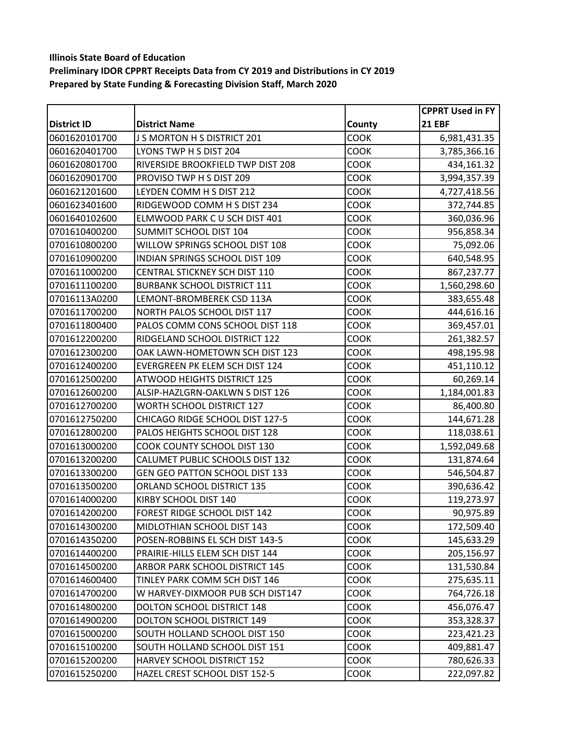**Illinois State Board of Education**
**Preliminary IDOR CPPRT Receipts Data from CY 2019 and Distributions in CY 2019**
**Prepared by State Funding & Forecasting Division Staff, March 2020**

| District ID | District Name | County | CPPRT Used in FY 21 EBF |
|---|---|---|---|
| 0601620101700 | J S MORTON H S DISTRICT 201 | COOK | 6,981,431.35 |
| 0601620401700 | LYONS TWP H S DIST 204 | COOK | 3,785,366.16 |
| 0601620801700 | RIVERSIDE BROOKFIELD TWP DIST 208 | COOK | 434,161.32 |
| 0601620901700 | PROVISO TWP H S DIST 209 | COOK | 3,994,357.39 |
| 0601621201600 | LEYDEN COMM H S DIST 212 | COOK | 4,727,418.56 |
| 0601623401600 | RIDGEWOOD COMM H S DIST 234 | COOK | 372,744.85 |
| 0601640102600 | ELMWOOD PARK C U SCH DIST 401 | COOK | 360,036.96 |
| 0701610400200 | SUMMIT SCHOOL DIST 104 | COOK | 956,858.34 |
| 0701610800200 | WILLOW SPRINGS SCHOOL DIST 108 | COOK | 75,092.06 |
| 0701610900200 | INDIAN SPRINGS SCHOOL DIST 109 | COOK | 640,548.95 |
| 0701611000200 | CENTRAL STICKNEY SCH DIST 110 | COOK | 867,237.77 |
| 0701611100200 | BURBANK SCHOOL DISTRICT 111 | COOK | 1,560,298.60 |
| 07016113A0200 | LEMONT-BROMBEREK CSD 113A | COOK | 383,655.48 |
| 0701611700200 | NORTH PALOS SCHOOL DIST 117 | COOK | 444,616.16 |
| 0701611800400 | PALOS COMM CONS SCHOOL DIST 118 | COOK | 369,457.01 |
| 0701612200200 | RIDGELAND SCHOOL DISTRICT 122 | COOK | 261,382.57 |
| 0701612300200 | OAK LAWN-HOMETOWN SCH DIST 123 | COOK | 498,195.98 |
| 0701612400200 | EVERGREEN PK ELEM SCH DIST 124 | COOK | 451,110.12 |
| 0701612500200 | ATWOOD HEIGHTS DISTRICT 125 | COOK | 60,269.14 |
| 0701612600200 | ALSIP-HAZLGRN-OAKLWN S DIST 126 | COOK | 1,184,001.83 |
| 0701612700200 | WORTH SCHOOL DISTRICT 127 | COOK | 86,400.80 |
| 0701612750200 | CHICAGO RIDGE SCHOOL DIST 127-5 | COOK | 144,671.28 |
| 0701612800200 | PALOS HEIGHTS SCHOOL DIST 128 | COOK | 118,038.61 |
| 0701613000200 | COOK COUNTY SCHOOL DIST 130 | COOK | 1,592,049.68 |
| 0701613200200 | CALUMET PUBLIC SCHOOLS DIST 132 | COOK | 131,874.64 |
| 0701613300200 | GEN GEO PATTON SCHOOL DIST 133 | COOK | 546,504.87 |
| 0701613500200 | ORLAND SCHOOL DISTRICT 135 | COOK | 390,636.42 |
| 0701614000200 | KIRBY SCHOOL DIST 140 | COOK | 119,273.97 |
| 0701614200200 | FOREST RIDGE SCHOOL DIST 142 | COOK | 90,975.89 |
| 0701614300200 | MIDLOTHIAN SCHOOL DIST 143 | COOK | 172,509.40 |
| 0701614350200 | POSEN-ROBBINS EL SCH DIST 143-5 | COOK | 145,633.29 |
| 0701614400200 | PRAIRIE-HILLS ELEM SCH DIST 144 | COOK | 205,156.97 |
| 0701614500200 | ARBOR PARK SCHOOL DISTRICT 145 | COOK | 131,530.84 |
| 0701614600400 | TINLEY PARK COMM SCH DIST 146 | COOK | 275,635.11 |
| 0701614700200 | W HARVEY-DIXMOOR PUB SCH DIST147 | COOK | 764,726.18 |
| 0701614800200 | DOLTON SCHOOL DISTRICT 148 | COOK | 456,076.47 |
| 0701614900200 | DOLTON SCHOOL DISTRICT 149 | COOK | 353,328.37 |
| 0701615000200 | SOUTH HOLLAND SCHOOL DIST 150 | COOK | 223,421.23 |
| 0701615100200 | SOUTH HOLLAND SCHOOL DIST 151 | COOK | 409,881.47 |
| 0701615200200 | HARVEY SCHOOL DISTRICT 152 | COOK | 780,626.33 |
| 0701615250200 | HAZEL CREST SCHOOL DIST 152-5 | COOK | 222,097.82 |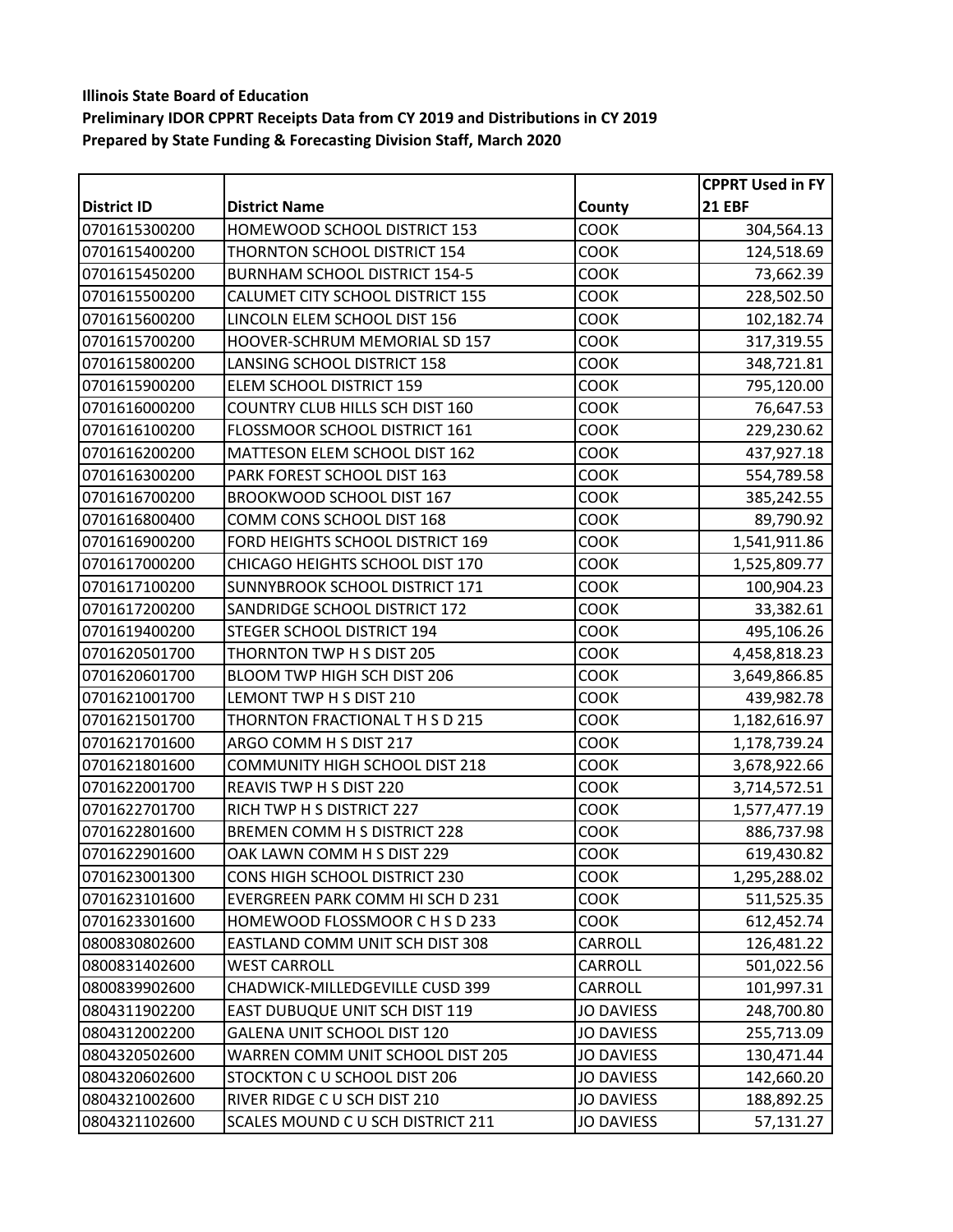**Illinois State Board of Education**
**Preliminary IDOR CPPRT Receipts Data from CY 2019 and Distributions in CY 2019**
**Prepared by State Funding & Forecasting Division Staff, March 2020**

| District ID | District Name | County | CPPRT Used in FY 21 EBF |
|---|---|---|---|
| 0701615300200 | HOMEWOOD SCHOOL DISTRICT 153 | COOK | 304,564.13 |
| 0701615400200 | THORNTON SCHOOL DISTRICT 154 | COOK | 124,518.69 |
| 0701615450200 | BURNHAM SCHOOL DISTRICT 154-5 | COOK | 73,662.39 |
| 0701615500200 | CALUMET CITY SCHOOL DISTRICT 155 | COOK | 228,502.50 |
| 0701615600200 | LINCOLN ELEM SCHOOL DIST 156 | COOK | 102,182.74 |
| 0701615700200 | HOOVER-SCHRUM MEMORIAL SD 157 | COOK | 317,319.55 |
| 0701615800200 | LANSING SCHOOL DISTRICT 158 | COOK | 348,721.81 |
| 0701615900200 | ELEM SCHOOL DISTRICT 159 | COOK | 795,120.00 |
| 0701616000200 | COUNTRY CLUB HILLS SCH DIST 160 | COOK | 76,647.53 |
| 0701616100200 | FLOSSMOOR SCHOOL DISTRICT 161 | COOK | 229,230.62 |
| 0701616200200 | MATTESON ELEM SCHOOL DIST 162 | COOK | 437,927.18 |
| 0701616300200 | PARK FOREST SCHOOL DIST 163 | COOK | 554,789.58 |
| 0701616700200 | BROOKWOOD SCHOOL DIST 167 | COOK | 385,242.55 |
| 0701616800400 | COMM CONS SCHOOL DIST 168 | COOK | 89,790.92 |
| 0701616900200 | FORD HEIGHTS SCHOOL DISTRICT 169 | COOK | 1,541,911.86 |
| 0701617000200 | CHICAGO HEIGHTS SCHOOL DIST 170 | COOK | 1,525,809.77 |
| 0701617100200 | SUNNYBROOK SCHOOL DISTRICT 171 | COOK | 100,904.23 |
| 0701617200200 | SANDRIDGE SCHOOL DISTRICT 172 | COOK | 33,382.61 |
| 0701619400200 | STEGER SCHOOL DISTRICT 194 | COOK | 495,106.26 |
| 0701620501700 | THORNTON TWP H S DIST 205 | COOK | 4,458,818.23 |
| 0701620601700 | BLOOM TWP HIGH SCH DIST 206 | COOK | 3,649,866.85 |
| 0701621001700 | LEMONT TWP H S DIST 210 | COOK | 439,982.78 |
| 0701621501700 | THORNTON FRACTIONAL T H S D 215 | COOK | 1,182,616.97 |
| 0701621701600 | ARGO COMM H S DIST 217 | COOK | 1,178,739.24 |
| 0701621801600 | COMMUNITY HIGH SCHOOL DIST 218 | COOK | 3,678,922.66 |
| 0701622001700 | REAVIS TWP H S DIST 220 | COOK | 3,714,572.51 |
| 0701622701700 | RICH TWP H S DISTRICT 227 | COOK | 1,577,477.19 |
| 0701622801600 | BREMEN COMM H S DISTRICT 228 | COOK | 886,737.98 |
| 0701622901600 | OAK LAWN COMM H S DIST 229 | COOK | 619,430.82 |
| 0701623001300 | CONS HIGH SCHOOL DISTRICT 230 | COOK | 1,295,288.02 |
| 0701623101600 | EVERGREEN PARK COMM HI SCH D 231 | COOK | 511,525.35 |
| 0701623301600 | HOMEWOOD FLOSSMOOR C H S D 233 | COOK | 612,452.74 |
| 0800830802600 | EASTLAND COMM UNIT SCH DIST 308 | CARROLL | 126,481.22 |
| 0800831402600 | WEST CARROLL | CARROLL | 501,022.56 |
| 0800839902600 | CHADWICK-MILLEDGEVILLE CUSD 399 | CARROLL | 101,997.31 |
| 0804311902200 | EAST DUBUQUE UNIT SCH DIST 119 | JO DAVIESS | 248,700.80 |
| 0804312002200 | GALENA UNIT SCHOOL DIST 120 | JO DAVIESS | 255,713.09 |
| 0804320502600 | WARREN COMM UNIT SCHOOL DIST 205 | JO DAVIESS | 130,471.44 |
| 0804320602600 | STOCKTON C U SCHOOL DIST 206 | JO DAVIESS | 142,660.20 |
| 0804321002600 | RIVER RIDGE C U SCH DIST 210 | JO DAVIESS | 188,892.25 |
| 0804321102600 | SCALES MOUND C U SCH DISTRICT 211 | JO DAVIESS | 57,131.27 |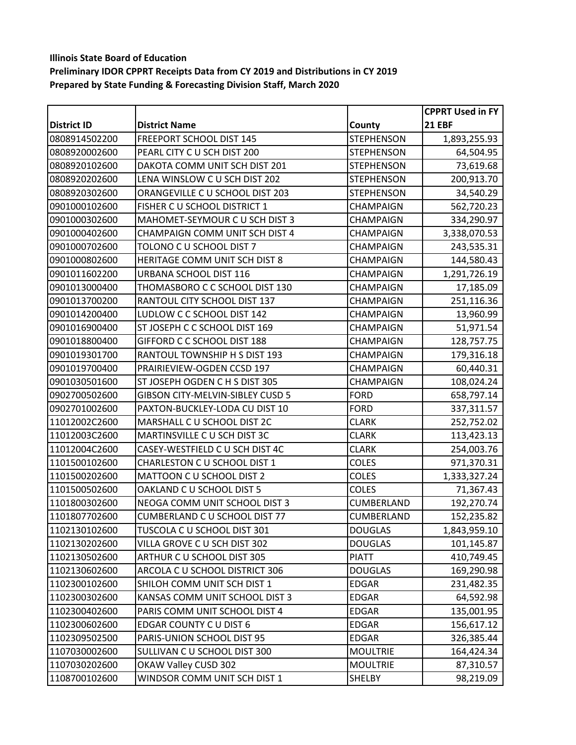**Illinois State Board of Education**
**Preliminary IDOR CPPRT Receipts Data from CY 2019 and Distributions in CY 2019**
**Prepared by State Funding & Forecasting Division Staff, March 2020**

| District ID | District Name | County | CPPRT Used in FY 21 EBF |
|---|---|---|---|
| 0808914502200 | FREEPORT SCHOOL DIST 145 | STEPHENSON | 1,893,255.93 |
| 0808920002600 | PEARL CITY C U SCH DIST 200 | STEPHENSON | 64,504.95 |
| 0808920102600 | DAKOTA COMM UNIT SCH DIST 201 | STEPHENSON | 73,619.68 |
| 0808920202600 | LENA WINSLOW C U SCH DIST 202 | STEPHENSON | 200,913.70 |
| 0808920302600 | ORANGEVILLE C U SCHOOL DIST 203 | STEPHENSON | 34,540.29 |
| 0901000102600 | FISHER C U SCHOOL DISTRICT 1 | CHAMPAIGN | 562,720.23 |
| 0901000302600 | MAHOMET-SEYMOUR C U SCH DIST 3 | CHAMPAIGN | 334,290.97 |
| 0901000402600 | CHAMPAIGN COMM UNIT SCH DIST 4 | CHAMPAIGN | 3,338,070.53 |
| 0901000702600 | TOLONO C U SCHOOL DIST 7 | CHAMPAIGN | 243,535.31 |
| 0901000802600 | HERITAGE COMM UNIT SCH DIST 8 | CHAMPAIGN | 144,580.43 |
| 0901011602200 | URBANA SCHOOL DIST 116 | CHAMPAIGN | 1,291,726.19 |
| 0901013000400 | THOMASBORO C C SCHOOL DIST 130 | CHAMPAIGN | 17,185.09 |
| 0901013700200 | RANTOUL CITY SCHOOL DIST 137 | CHAMPAIGN | 251,116.36 |
| 0901014200400 | LUDLOW C C SCHOOL DIST 142 | CHAMPAIGN | 13,960.99 |
| 0901016900400 | ST JOSEPH C C SCHOOL DIST 169 | CHAMPAIGN | 51,971.54 |
| 0901018800400 | GIFFORD C C SCHOOL DIST 188 | CHAMPAIGN | 128,757.75 |
| 0901019301700 | RANTOUL TOWNSHIP H S DIST 193 | CHAMPAIGN | 179,316.18 |
| 0901019700400 | PRAIRIEVIEW-OGDEN CCSD 197 | CHAMPAIGN | 60,440.31 |
| 0901030501600 | ST JOSEPH OGDEN C H S DIST 305 | CHAMPAIGN | 108,024.24 |
| 0902700502600 | GIBSON CITY-MELVIN-SIBLEY CUSD 5 | FORD | 658,797.14 |
| 0902701002600 | PAXTON-BUCKLEY-LODA CU DIST 10 | FORD | 337,311.57 |
| 11012002C2600 | MARSHALL C U SCHOOL DIST 2C | CLARK | 252,752.02 |
| 11012003C2600 | MARTINSVILLE C U SCH DIST 3C | CLARK | 113,423.13 |
| 11012004C2600 | CASEY-WESTFIELD C U SCH DIST 4C | CLARK | 254,003.76 |
| 1101500102600 | CHARLESTON C U SCHOOL DIST 1 | COLES | 971,370.31 |
| 1101500202600 | MATTOON C U SCHOOL DIST 2 | COLES | 1,333,327.24 |
| 1101500502600 | OAKLAND C U SCHOOL DIST 5 | COLES | 71,367.43 |
| 1101800302600 | NEOGA COMM UNIT SCHOOL DIST 3 | CUMBERLAND | 192,270.74 |
| 1101807702600 | CUMBERLAND C U SCHOOL DIST 77 | CUMBERLAND | 152,235.82 |
| 1102130102600 | TUSCOLA C U SCHOOL DIST 301 | DOUGLAS | 1,843,959.10 |
| 1102130202600 | VILLA GROVE C U SCH DIST 302 | DOUGLAS | 101,145.87 |
| 1102130502600 | ARTHUR C U SCHOOL DIST 305 | PIATT | 410,749.45 |
| 1102130602600 | ARCOLA C U SCHOOL DISTRICT 306 | DOUGLAS | 169,290.98 |
| 1102300102600 | SHILOH COMM UNIT SCH DIST 1 | EDGAR | 231,482.35 |
| 1102300302600 | KANSAS COMM UNIT SCHOOL DIST 3 | EDGAR | 64,592.98 |
| 1102300402600 | PARIS COMM UNIT SCHOOL DIST 4 | EDGAR | 135,001.95 |
| 1102300602600 | EDGAR COUNTY C U DIST 6 | EDGAR | 156,617.12 |
| 1102309502500 | PARIS-UNION SCHOOL DIST 95 | EDGAR | 326,385.44 |
| 1107030002600 | SULLIVAN C U SCHOOL DIST 300 | MOULTRIE | 164,424.34 |
| 1107030202600 | OKAW Valley CUSD 302 | MOULTRIE | 87,310.57 |
| 1108700102600 | WINDSOR COMM UNIT SCH DIST 1 | SHELBY | 98,219.09 |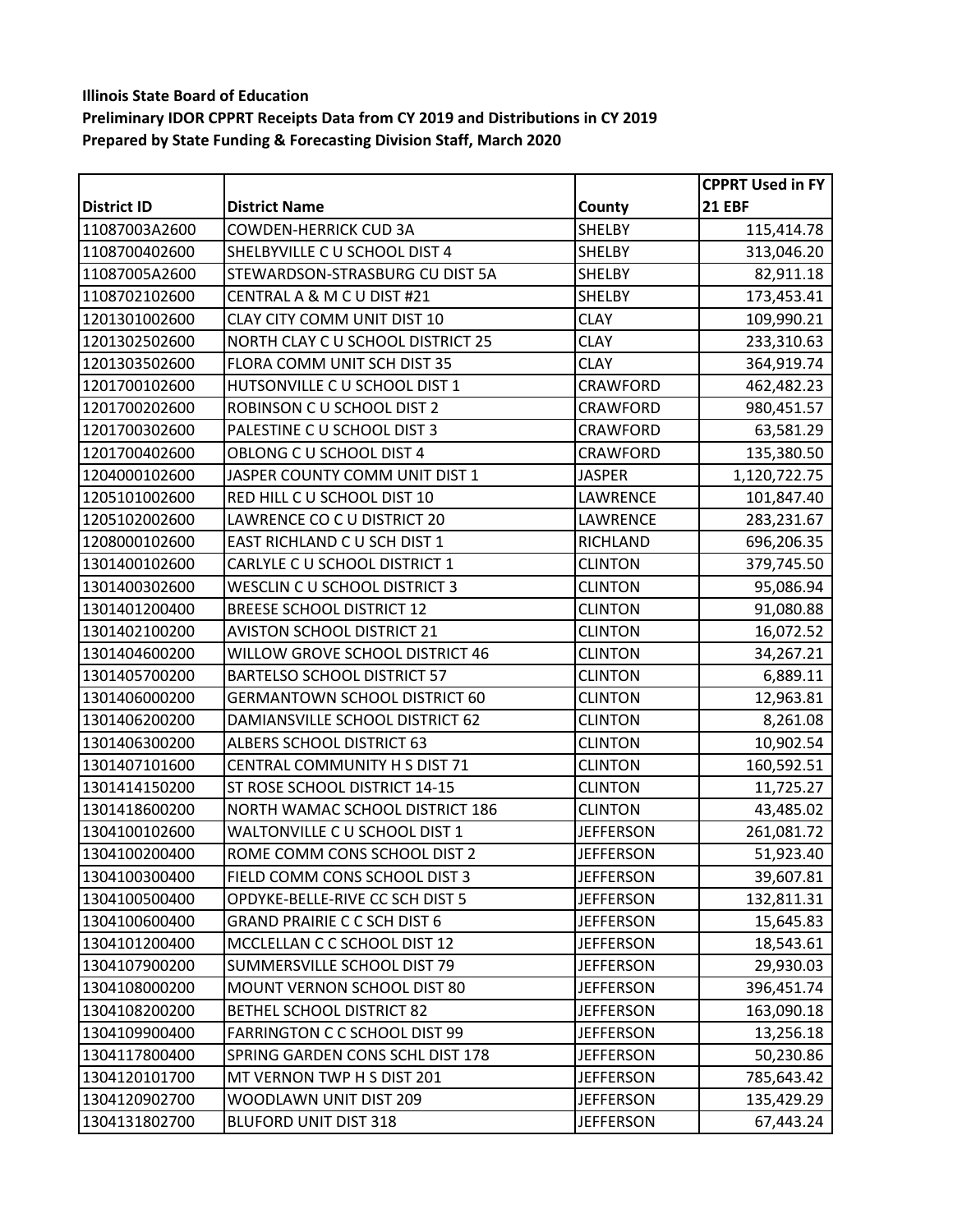**Illinois State Board of Education**
**Preliminary IDOR CPPRT Receipts Data from CY 2019 and Distributions in CY 2019**
**Prepared by State Funding & Forecasting Division Staff, March 2020**

| District ID | District Name | County | CPPRT Used in FY 21 EBF |
|---|---|---|---|
| 11087003A2600 | COWDEN-HERRICK CUD 3A | SHELBY | 115,414.78 |
| 1108700402600 | SHELBYVILLE C U SCHOOL DIST 4 | SHELBY | 313,046.20 |
| 11087005A2600 | STEWARDSON-STRASBURG CU DIST 5A | SHELBY | 82,911.18 |
| 1108702102600 | CENTRAL A & M C U DIST #21 | SHELBY | 173,453.41 |
| 1201301002600 | CLAY CITY COMM UNIT DIST 10 | CLAY | 109,990.21 |
| 1201302502600 | NORTH CLAY C U SCHOOL DISTRICT 25 | CLAY | 233,310.63 |
| 1201303502600 | FLORA COMM UNIT SCH DIST 35 | CLAY | 364,919.74 |
| 1201700102600 | HUTSONVILLE C U SCHOOL DIST 1 | CRAWFORD | 462,482.23 |
| 1201700202600 | ROBINSON C U SCHOOL DIST 2 | CRAWFORD | 980,451.57 |
| 1201700302600 | PALESTINE C U SCHOOL DIST 3 | CRAWFORD | 63,581.29 |
| 1201700402600 | OBLONG C U SCHOOL DIST 4 | CRAWFORD | 135,380.50 |
| 1204000102600 | JASPER COUNTY COMM UNIT DIST 1 | JASPER | 1,120,722.75 |
| 1205101002600 | RED HILL C U SCHOOL DIST 10 | LAWRENCE | 101,847.40 |
| 1205102002600 | LAWRENCE CO C U DISTRICT 20 | LAWRENCE | 283,231.67 |
| 1208000102600 | EAST RICHLAND C U SCH DIST 1 | RICHLAND | 696,206.35 |
| 1301400102600 | CARLYLE C U SCHOOL DISTRICT 1 | CLINTON | 379,745.50 |
| 1301400302600 | WESCLIN C U SCHOOL DISTRICT 3 | CLINTON | 95,086.94 |
| 1301401200400 | BREESE SCHOOL DISTRICT 12 | CLINTON | 91,080.88 |
| 1301402100200 | AVISTON SCHOOL DISTRICT 21 | CLINTON | 16,072.52 |
| 1301404600200 | WILLOW GROVE SCHOOL DISTRICT 46 | CLINTON | 34,267.21 |
| 1301405700200 | BARTELSO SCHOOL DISTRICT 57 | CLINTON | 6,889.11 |
| 1301406000200 | GERMANTOWN SCHOOL DISTRICT 60 | CLINTON | 12,963.81 |
| 1301406200200 | DAMIANSVILLE SCHOOL DISTRICT 62 | CLINTON | 8,261.08 |
| 1301406300200 | ALBERS SCHOOL DISTRICT 63 | CLINTON | 10,902.54 |
| 1301407101600 | CENTRAL COMMUNITY H S DIST 71 | CLINTON | 160,592.51 |
| 1301414150200 | ST ROSE SCHOOL DISTRICT 14-15 | CLINTON | 11,725.27 |
| 1301418600200 | NORTH WAMAC SCHOOL DISTRICT 186 | CLINTON | 43,485.02 |
| 1304100102600 | WALTONVILLE C U SCHOOL DIST 1 | JEFFERSON | 261,081.72 |
| 1304100200400 | ROME COMM CONS SCHOOL DIST 2 | JEFFERSON | 51,923.40 |
| 1304100300400 | FIELD COMM CONS SCHOOL DIST 3 | JEFFERSON | 39,607.81 |
| 1304100500400 | OPDYKE-BELLE-RIVE CC SCH DIST 5 | JEFFERSON | 132,811.31 |
| 1304100600400 | GRAND PRAIRIE C C SCH DIST 6 | JEFFERSON | 15,645.83 |
| 1304101200400 | MCCLELLAN C C SCHOOL DIST 12 | JEFFERSON | 18,543.61 |
| 1304107900200 | SUMMERSVILLE SCHOOL DIST 79 | JEFFERSON | 29,930.03 |
| 1304108000200 | MOUNT VERNON SCHOOL DIST 80 | JEFFERSON | 396,451.74 |
| 1304108200200 | BETHEL SCHOOL DISTRICT 82 | JEFFERSON | 163,090.18 |
| 1304109900400 | FARRINGTON C C SCHOOL DIST 99 | JEFFERSON | 13,256.18 |
| 1304117800400 | SPRING GARDEN CONS SCHL DIST 178 | JEFFERSON | 50,230.86 |
| 1304120101700 | MT VERNON TWP H S DIST 201 | JEFFERSON | 785,643.42 |
| 1304120902700 | WOODLAWN UNIT DIST 209 | JEFFERSON | 135,429.29 |
| 1304131802700 | BLUFORD UNIT DIST 318 | JEFFERSON | 67,443.24 |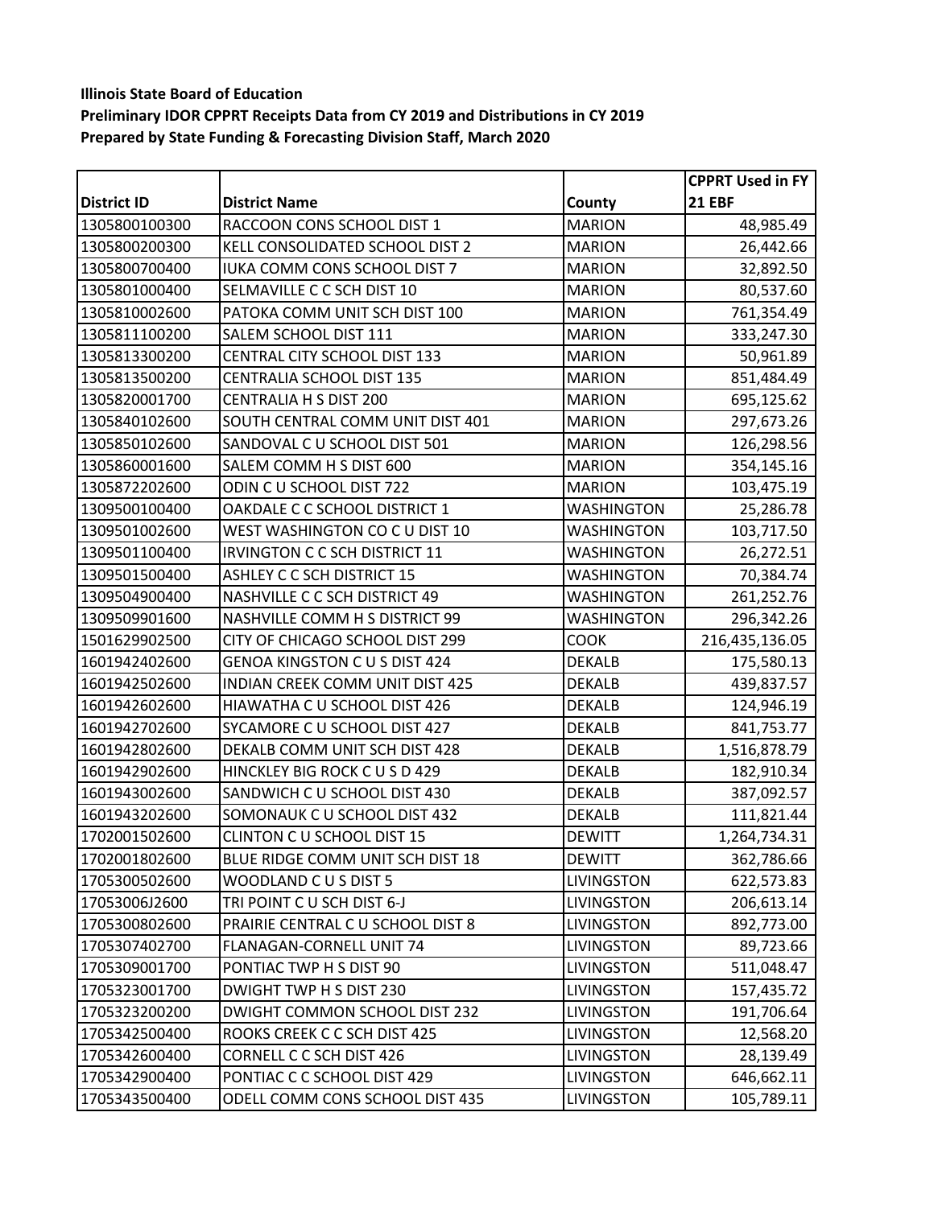**Illinois State Board of Education**
**Preliminary IDOR CPPRT Receipts Data from CY 2019 and Distributions in CY 2019**
**Prepared by State Funding & Forecasting Division Staff, March 2020**

| District ID | District Name | County | CPPRT Used in FY 21 EBF |
|---|---|---|---:|
| 1305800100300 | RACCOON CONS SCHOOL DIST 1 | MARION | 48,985.49 |
| 1305800200300 | KELL CONSOLIDATED SCHOOL DIST 2 | MARION | 26,442.66 |
| 1305800700400 | IUKA COMM CONS SCHOOL DIST 7 | MARION | 32,892.50 |
| 1305801000400 | SELMAVILLE C C SCH DIST 10 | MARION | 80,537.60 |
| 1305810002600 | PATOKA COMM UNIT SCH DIST 100 | MARION | 761,354.49 |
| 1305811100200 | SALEM SCHOOL DIST 111 | MARION | 333,247.30 |
| 1305813300200 | CENTRAL CITY SCHOOL DIST 133 | MARION | 50,961.89 |
| 1305813500200 | CENTRALIA SCHOOL DIST 135 | MARION | 851,484.49 |
| 1305820001700 | CENTRALIA H S DIST 200 | MARION | 695,125.62 |
| 1305840102600 | SOUTH CENTRAL COMM UNIT DIST 401 | MARION | 297,673.26 |
| 1305850102600 | SANDOVAL C U SCHOOL DIST 501 | MARION | 126,298.56 |
| 1305860001600 | SALEM COMM H S DIST 600 | MARION | 354,145.16 |
| 1305872202600 | ODIN C U SCHOOL DIST 722 | MARION | 103,475.19 |
| 1309500100400 | OAKDALE C C SCHOOL DISTRICT 1 | WASHINGTON | 25,286.78 |
| 1309501002600 | WEST WASHINGTON CO C U DIST 10 | WASHINGTON | 103,717.50 |
| 1309501100400 | IRVINGTON C C SCH DISTRICT 11 | WASHINGTON | 26,272.51 |
| 1309501500400 | ASHLEY C C SCH DISTRICT 15 | WASHINGTON | 70,384.74 |
| 1309504900400 | NASHVILLE C C SCH DISTRICT 49 | WASHINGTON | 261,252.76 |
| 1309509901600 | NASHVILLE COMM H S DISTRICT 99 | WASHINGTON | 296,342.26 |
| 1501629902500 | CITY OF CHICAGO SCHOOL DIST 299 | COOK | 216,435,136.05 |
| 1601942402600 | GENOA KINGSTON C U S DIST 424 | DEKALB | 175,580.13 |
| 1601942502600 | INDIAN CREEK COMM UNIT DIST 425 | DEKALB | 439,837.57 |
| 1601942602600 | HIAWATHA C U SCHOOL DIST 426 | DEKALB | 124,946.19 |
| 1601942702600 | SYCAMORE C U SCHOOL DIST 427 | DEKALB | 841,753.77 |
| 1601942802600 | DEKALB COMM UNIT SCH DIST 428 | DEKALB | 1,516,878.79 |
| 1601942902600 | HINCKLEY BIG ROCK C U S D 429 | DEKALB | 182,910.34 |
| 1601943002600 | SANDWICH C U SCHOOL DIST 430 | DEKALB | 387,092.57 |
| 1601943202600 | SOMONAUK C U SCHOOL DIST 432 | DEKALB | 111,821.44 |
| 1702001502600 | CLINTON C U SCHOOL DIST 15 | DEWITT | 1,264,734.31 |
| 1702001802600 | BLUE RIDGE COMM UNIT SCH DIST 18 | DEWITT | 362,786.66 |
| 1705300502600 | WOODLAND C U S DIST 5 | LIVINGSTON | 622,573.83 |
| 17053006J2600 | TRI POINT C U SCH DIST 6-J | LIVINGSTON | 206,613.14 |
| 1705300802600 | PRAIRIE CENTRAL C U SCHOOL DIST 8 | LIVINGSTON | 892,773.00 |
| 1705307402700 | FLANAGAN-CORNELL UNIT 74 | LIVINGSTON | 89,723.66 |
| 1705309001700 | PONTIAC TWP H S DIST 90 | LIVINGSTON | 511,048.47 |
| 1705323001700 | DWIGHT TWP H S DIST 230 | LIVINGSTON | 157,435.72 |
| 1705323200200 | DWIGHT COMMON SCHOOL DIST 232 | LIVINGSTON | 191,706.64 |
| 1705342500400 | ROOKS CREEK C C SCH DIST 425 | LIVINGSTON | 12,568.20 |
| 1705342600400 | CORNELL C C SCH DIST 426 | LIVINGSTON | 28,139.49 |
| 1705342900400 | PONTIAC C C SCHOOL DIST 429 | LIVINGSTON | 646,662.11 |
| 1705343500400 | ODELL COMM CONS SCHOOL DIST 435 | LIVINGSTON | 105,789.11 |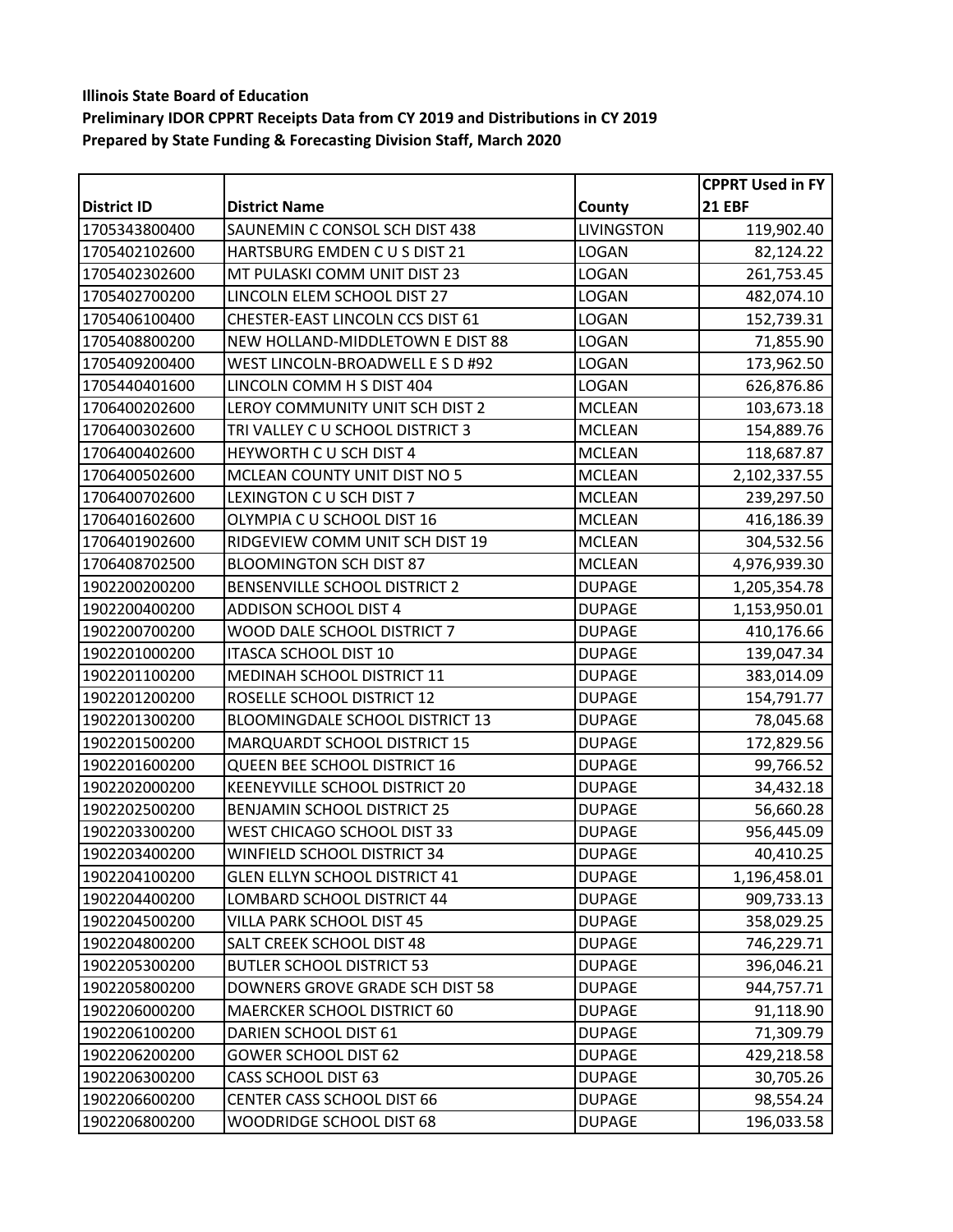**Illinois State Board of Education**
**Preliminary IDOR CPPRT Receipts Data from CY 2019 and Distributions in CY 2019**
**Prepared by State Funding & Forecasting Division Staff, March 2020**

| District ID | District Name | County | CPPRT Used in FY 21 EBF |
|---|---|---|---|
| 1705343800400 | SAUNEMIN C CONSOL SCH DIST 438 | LIVINGSTON | 119,902.40 |
| 1705402102600 | HARTSBURG EMDEN C U S DIST 21 | LOGAN | 82,124.22 |
| 1705402302600 | MT PULASKI COMM UNIT DIST 23 | LOGAN | 261,753.45 |
| 1705402700200 | LINCOLN ELEM SCHOOL DIST 27 | LOGAN | 482,074.10 |
| 1705406100400 | CHESTER-EAST LINCOLN CCS DIST 61 | LOGAN | 152,739.31 |
| 1705408800200 | NEW HOLLAND-MIDDLETOWN E DIST 88 | LOGAN | 71,855.90 |
| 1705409200400 | WEST LINCOLN-BROADWELL E S D #92 | LOGAN | 173,962.50 |
| 1705440401600 | LINCOLN COMM H S DIST 404 | LOGAN | 626,876.86 |
| 1706400202600 | LEROY COMMUNITY UNIT SCH DIST 2 | MCLEAN | 103,673.18 |
| 1706400302600 | TRI VALLEY C U SCHOOL DISTRICT 3 | MCLEAN | 154,889.76 |
| 1706400402600 | HEYWORTH C U SCH DIST 4 | MCLEAN | 118,687.87 |
| 1706400502600 | MCLEAN COUNTY UNIT DIST NO 5 | MCLEAN | 2,102,337.55 |
| 1706400702600 | LEXINGTON C U SCH DIST 7 | MCLEAN | 239,297.50 |
| 1706401602600 | OLYMPIA C U SCHOOL DIST 16 | MCLEAN | 416,186.39 |
| 1706401902600 | RIDGEVIEW COMM UNIT SCH DIST 19 | MCLEAN | 304,532.56 |
| 1706408702500 | BLOOMINGTON SCH DIST 87 | MCLEAN | 4,976,939.30 |
| 1902200200200 | BENSENVILLE SCHOOL DISTRICT 2 | DUPAGE | 1,205,354.78 |
| 1902200400200 | ADDISON SCHOOL DIST 4 | DUPAGE | 1,153,950.01 |
| 1902200700200 | WOOD DALE SCHOOL DISTRICT 7 | DUPAGE | 410,176.66 |
| 1902201000200 | ITASCA SCHOOL DIST 10 | DUPAGE | 139,047.34 |
| 1902201100200 | MEDINAH SCHOOL DISTRICT 11 | DUPAGE | 383,014.09 |
| 1902201200200 | ROSELLE SCHOOL DISTRICT 12 | DUPAGE | 154,791.77 |
| 1902201300200 | BLOOMINGDALE SCHOOL DISTRICT 13 | DUPAGE | 78,045.68 |
| 1902201500200 | MARQUARDT SCHOOL DISTRICT 15 | DUPAGE | 172,829.56 |
| 1902201600200 | QUEEN BEE SCHOOL DISTRICT 16 | DUPAGE | 99,766.52 |
| 1902202000200 | KEENEYVILLE SCHOOL DISTRICT 20 | DUPAGE | 34,432.18 |
| 1902202500200 | BENJAMIN SCHOOL DISTRICT 25 | DUPAGE | 56,660.28 |
| 1902203300200 | WEST CHICAGO SCHOOL DIST 33 | DUPAGE | 956,445.09 |
| 1902203400200 | WINFIELD SCHOOL DISTRICT 34 | DUPAGE | 40,410.25 |
| 1902204100200 | GLEN ELLYN SCHOOL DISTRICT 41 | DUPAGE | 1,196,458.01 |
| 1902204400200 | LOMBARD SCHOOL DISTRICT 44 | DUPAGE | 909,733.13 |
| 1902204500200 | VILLA PARK SCHOOL DIST 45 | DUPAGE | 358,029.25 |
| 1902204800200 | SALT CREEK SCHOOL DIST 48 | DUPAGE | 746,229.71 |
| 1902205300200 | BUTLER SCHOOL DISTRICT 53 | DUPAGE | 396,046.21 |
| 1902205800200 | DOWNERS GROVE GRADE SCH DIST 58 | DUPAGE | 944,757.71 |
| 1902206000200 | MAERCKER SCHOOL DISTRICT 60 | DUPAGE | 91,118.90 |
| 1902206100200 | DARIEN SCHOOL DIST 61 | DUPAGE | 71,309.79 |
| 1902206200200 | GOWER SCHOOL DIST 62 | DUPAGE | 429,218.58 |
| 1902206300200 | CASS SCHOOL DIST 63 | DUPAGE | 30,705.26 |
| 1902206600200 | CENTER CASS SCHOOL DIST 66 | DUPAGE | 98,554.24 |
| 1902206800200 | WOODRIDGE SCHOOL DIST 68 | DUPAGE | 196,033.58 |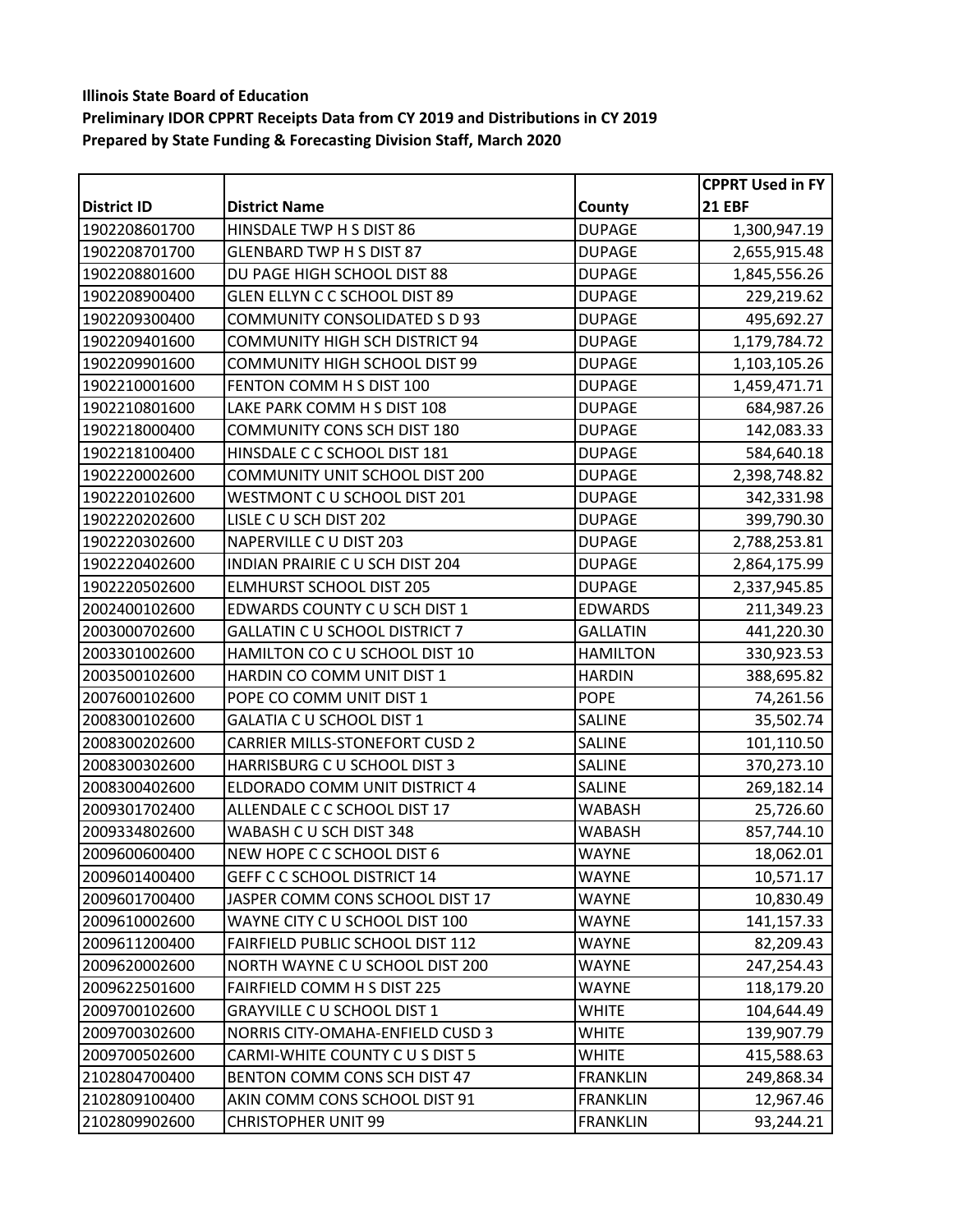**Illinois State Board of Education**
**Preliminary IDOR CPPRT Receipts Data from CY 2019 and Distributions in CY 2019**
**Prepared by State Funding & Forecasting Division Staff, March 2020**

| District ID | District Name | County | CPPRT Used in FY 21 EBF |
|---|---|---|---|
| 1902208601700 | HINSDALE TWP H S DIST 86 | DUPAGE | 1,300,947.19 |
| 1902208701700 | GLENBARD TWP H S DIST 87 | DUPAGE | 2,655,915.48 |
| 1902208801600 | DU PAGE HIGH SCHOOL DIST 88 | DUPAGE | 1,845,556.26 |
| 1902208900400 | GLEN ELLYN C C SCHOOL DIST 89 | DUPAGE | 229,219.62 |
| 1902209300400 | COMMUNITY CONSOLIDATED S D 93 | DUPAGE | 495,692.27 |
| 1902209401600 | COMMUNITY HIGH SCH DISTRICT 94 | DUPAGE | 1,179,784.72 |
| 1902209901600 | COMMUNITY HIGH SCHOOL DIST 99 | DUPAGE | 1,103,105.26 |
| 1902210001600 | FENTON COMM H S DIST 100 | DUPAGE | 1,459,471.71 |
| 1902210801600 | LAKE PARK COMM H S DIST 108 | DUPAGE | 684,987.26 |
| 1902218000400 | COMMUNITY CONS SCH DIST 180 | DUPAGE | 142,083.33 |
| 1902218100400 | HINSDALE C C SCHOOL DIST 181 | DUPAGE | 584,640.18 |
| 1902220002600 | COMMUNITY UNIT SCHOOL DIST 200 | DUPAGE | 2,398,748.82 |
| 1902220102600 | WESTMONT C U SCHOOL DIST 201 | DUPAGE | 342,331.98 |
| 1902220202600 | LISLE C U SCH DIST 202 | DUPAGE | 399,790.30 |
| 1902220302600 | NAPERVILLE C U DIST 203 | DUPAGE | 2,788,253.81 |
| 1902220402600 | INDIAN PRAIRIE C U SCH DIST 204 | DUPAGE | 2,864,175.99 |
| 1902220502600 | ELMHURST SCHOOL DIST 205 | DUPAGE | 2,337,945.85 |
| 2002400102600 | EDWARDS COUNTY C U SCH DIST 1 | EDWARDS | 211,349.23 |
| 2003000702600 | GALLATIN C U SCHOOL DISTRICT 7 | GALLATIN | 441,220.30 |
| 2003301002600 | HAMILTON CO C U SCHOOL DIST 10 | HAMILTON | 330,923.53 |
| 2003500102600 | HARDIN CO COMM UNIT DIST 1 | HARDIN | 388,695.82 |
| 2007600102600 | POPE CO COMM UNIT DIST 1 | POPE | 74,261.56 |
| 2008300102600 | GALATIA C U SCHOOL DIST 1 | SALINE | 35,502.74 |
| 2008300202600 | CARRIER MILLS-STONEFORT CUSD 2 | SALINE | 101,110.50 |
| 2008300302600 | HARRISBURG C U SCHOOL DIST 3 | SALINE | 370,273.10 |
| 2008300402600 | ELDORADO COMM UNIT DISTRICT 4 | SALINE | 269,182.14 |
| 2009301702400 | ALLENDALE C C SCHOOL DIST 17 | WABASH | 25,726.60 |
| 2009334802600 | WABASH C U SCH DIST 348 | WABASH | 857,744.10 |
| 2009600600400 | NEW HOPE C C SCHOOL DIST 6 | WAYNE | 18,062.01 |
| 2009601400400 | GEFF C C SCHOOL DISTRICT 14 | WAYNE | 10,571.17 |
| 2009601700400 | JASPER COMM CONS SCHOOL DIST 17 | WAYNE | 10,830.49 |
| 2009610002600 | WAYNE CITY C U SCHOOL DIST 100 | WAYNE | 141,157.33 |
| 2009611200400 | FAIRFIELD PUBLIC SCHOOL DIST 112 | WAYNE | 82,209.43 |
| 2009620002600 | NORTH WAYNE C U SCHOOL DIST 200 | WAYNE | 247,254.43 |
| 2009622501600 | FAIRFIELD COMM H S DIST 225 | WAYNE | 118,179.20 |
| 2009700102600 | GRAYVILLE C U SCHOOL DIST 1 | WHITE | 104,644.49 |
| 2009700302600 | NORRIS CITY-OMAHA-ENFIELD CUSD 3 | WHITE | 139,907.79 |
| 2009700502600 | CARMI-WHITE COUNTY C U S DIST 5 | WHITE | 415,588.63 |
| 2102804700400 | BENTON COMM CONS SCH DIST 47 | FRANKLIN | 249,868.34 |
| 2102809100400 | AKIN COMM CONS SCHOOL DIST 91 | FRANKLIN | 12,967.46 |
| 2102809902600 | CHRISTOPHER UNIT 99 | FRANKLIN | 93,244.21 |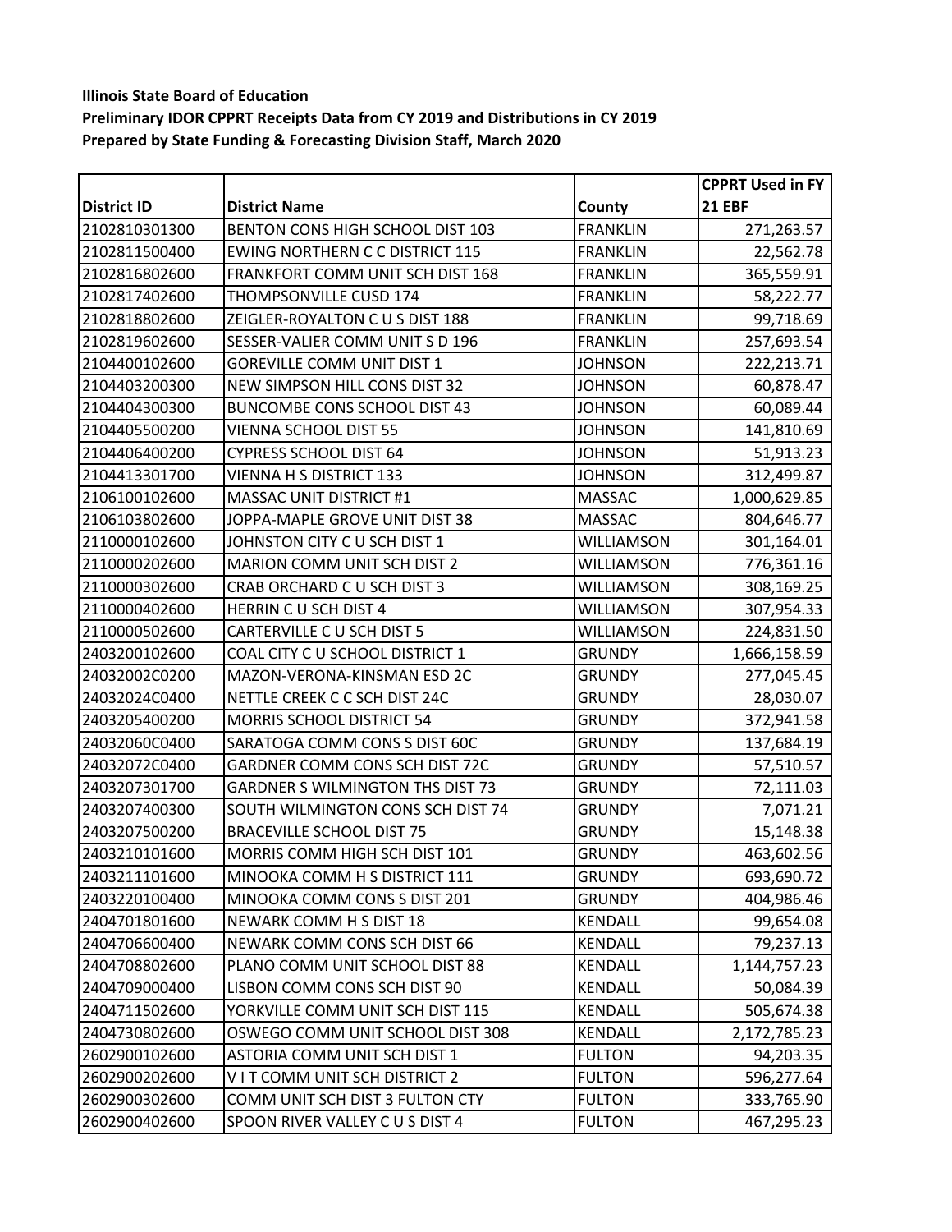**Illinois State Board of Education**

**Preliminary IDOR CPPRT Receipts Data from CY 2019 and Distributions in CY 2019**

**Prepared by State Funding & Forecasting Division Staff, March 2020**

| District ID | District Name | County | CPPRT Used in FY 21 EBF |
|---|---|---|---|
| 2102810301300 | BENTON CONS HIGH SCHOOL DIST 103 | FRANKLIN | 271,263.57 |
| 2102811500400 | EWING NORTHERN C C DISTRICT 115 | FRANKLIN | 22,562.78 |
| 2102816802600 | FRANKFORT COMM UNIT SCH DIST 168 | FRANKLIN | 365,559.91 |
| 2102817402600 | THOMPSONVILLE CUSD 174 | FRANKLIN | 58,222.77 |
| 2102818802600 | ZEIGLER-ROYALTON C U S DIST 188 | FRANKLIN | 99,718.69 |
| 2102819602600 | SESSER-VALIER COMM UNIT S D 196 | FRANKLIN | 257,693.54 |
| 2104400102600 | GOREVILLE COMM UNIT DIST 1 | JOHNSON | 222,213.71 |
| 2104403200300 | NEW SIMPSON HILL CONS DIST 32 | JOHNSON | 60,878.47 |
| 2104404300300 | BUNCOMBE CONS SCHOOL DIST 43 | JOHNSON | 60,089.44 |
| 2104405500200 | VIENNA SCHOOL DIST 55 | JOHNSON | 141,810.69 |
| 2104406400200 | CYPRESS SCHOOL DIST 64 | JOHNSON | 51,913.23 |
| 2104413301700 | VIENNA H S DISTRICT 133 | JOHNSON | 312,499.87 |
| 2106100102600 | MASSAC UNIT DISTRICT #1 | MASSAC | 1,000,629.85 |
| 2106103802600 | JOPPA-MAPLE GROVE UNIT DIST 38 | MASSAC | 804,646.77 |
| 2110000102600 | JOHNSTON CITY C U SCH DIST 1 | WILLIAMSON | 301,164.01 |
| 2110000202600 | MARION COMM UNIT SCH DIST 2 | WILLIAMSON | 776,361.16 |
| 2110000302600 | CRAB ORCHARD C U SCH DIST 3 | WILLIAMSON | 308,169.25 |
| 2110000402600 | HERRIN C U SCH DIST 4 | WILLIAMSON | 307,954.33 |
| 2110000502600 | CARTERVILLE C U SCH DIST 5 | WILLIAMSON | 224,831.50 |
| 2403200102600 | COAL CITY C U SCHOOL DISTRICT 1 | GRUNDY | 1,666,158.59 |
| 24032002C0200 | MAZON-VERONA-KINSMAN ESD 2C | GRUNDY | 277,045.45 |
| 24032024C0400 | NETTLE CREEK C C SCH DIST 24C | GRUNDY | 28,030.07 |
| 2403205400200 | MORRIS SCHOOL DISTRICT 54 | GRUNDY | 372,941.58 |
| 24032060C0400 | SARATOGA COMM CONS S DIST 60C | GRUNDY | 137,684.19 |
| 24032072C0400 | GARDNER COMM CONS SCH DIST 72C | GRUNDY | 57,510.57 |
| 2403207301700 | GARDNER S WILMINGTON THS DIST 73 | GRUNDY | 72,111.03 |
| 2403207400300 | SOUTH WILMINGTON CONS SCH DIST 74 | GRUNDY | 7,071.21 |
| 2403207500200 | BRACEVILLE SCHOOL DIST 75 | GRUNDY | 15,148.38 |
| 2403210101600 | MORRIS COMM HIGH SCH DIST 101 | GRUNDY | 463,602.56 |
| 2403211101600 | MINOOKA COMM H S DISTRICT 111 | GRUNDY | 693,690.72 |
| 2403220100400 | MINOOKA COMM CONS S DIST 201 | GRUNDY | 404,986.46 |
| 2404701801600 | NEWARK COMM H S DIST 18 | KENDALL | 99,654.08 |
| 2404706600400 | NEWARK COMM CONS SCH DIST 66 | KENDALL | 79,237.13 |
| 2404708802600 | PLANO COMM UNIT SCHOOL DIST 88 | KENDALL | 1,144,757.23 |
| 2404709000400 | LISBON COMM CONS SCH DIST 90 | KENDALL | 50,084.39 |
| 2404711502600 | YORKVILLE COMM UNIT SCH DIST 115 | KENDALL | 505,674.38 |
| 2404730802600 | OSWEGO COMM UNIT SCHOOL DIST 308 | KENDALL | 2,172,785.23 |
| 2602900102600 | ASTORIA COMM UNIT SCH DIST 1 | FULTON | 94,203.35 |
| 2602900202600 | V I T COMM UNIT SCH DISTRICT 2 | FULTON | 596,277.64 |
| 2602900302600 | COMM UNIT SCH DIST 3 FULTON CTY | FULTON | 333,765.90 |
| 2602900402600 | SPOON RIVER VALLEY C U S DIST 4 | FULTON | 467,295.23 |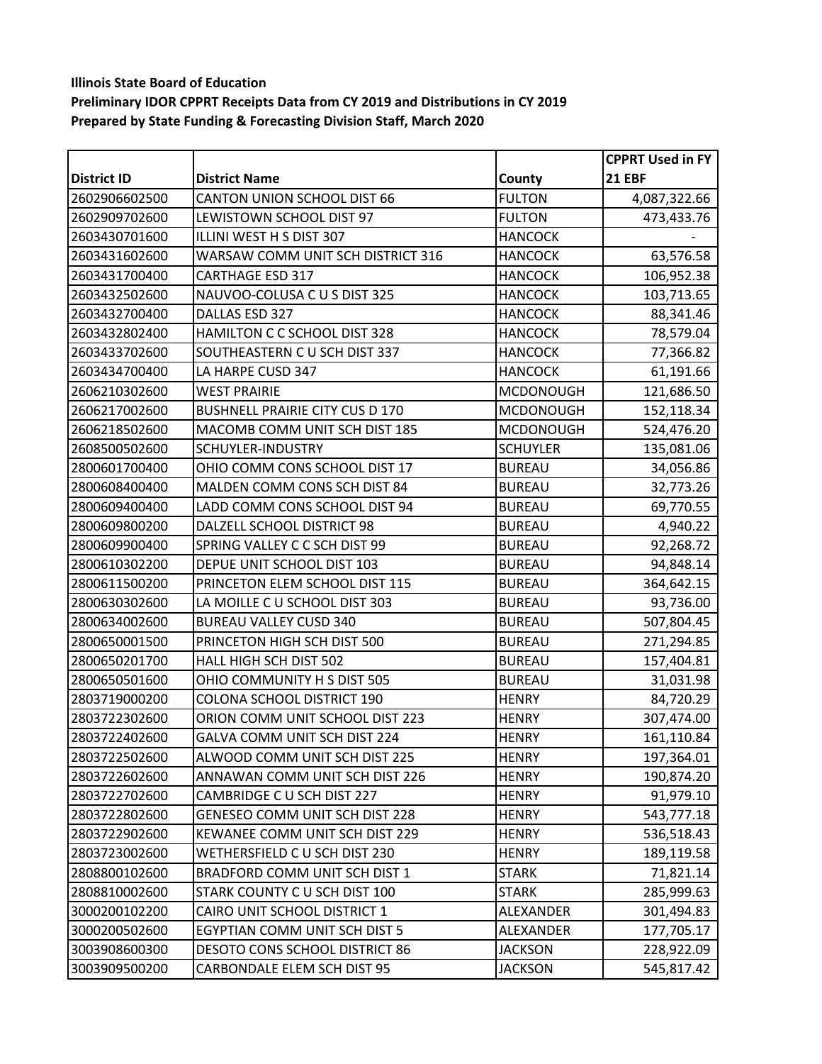**Illinois State Board of Education**

**Preliminary IDOR CPPRT Receipts Data from CY 2019 and Distributions in CY 2019**

**Prepared by State Funding & Forecasting Division Staff, March 2020**

| District ID | District Name | County | CPPRT Used in FY 21 EBF |
|---|---|---|---|
| 2602906602500 | CANTON UNION SCHOOL DIST 66 | FULTON | 4,087,322.66 |
| 2602909702600 | LEWISTOWN SCHOOL DIST 97 | FULTON | 473,433.76 |
| 2603430701600 | ILLINI WEST H S DIST 307 | HANCOCK | - |
| 2603431602600 | WARSAW COMM UNIT SCH DISTRICT 316 | HANCOCK | 63,576.58 |
| 2603431700400 | CARTHAGE ESD 317 | HANCOCK | 106,952.38 |
| 2603432502600 | NAUVOO-COLUSA C U S DIST 325 | HANCOCK | 103,713.65 |
| 2603432700400 | DALLAS ESD 327 | HANCOCK | 88,341.46 |
| 2603432802400 | HAMILTON C C SCHOOL DIST 328 | HANCOCK | 78,579.04 |
| 2603433702600 | SOUTHEASTERN C U SCH DIST 337 | HANCOCK | 77,366.82 |
| 2603434700400 | LA HARPE CUSD 347 | HANCOCK | 61,191.66 |
| 2606210302600 | WEST PRAIRIE | MCDONOUGH | 121,686.50 |
| 2606217002600 | BUSHNELL PRAIRIE CITY CUS D 170 | MCDONOUGH | 152,118.34 |
| 2606218502600 | MACOMB COMM UNIT SCH DIST 185 | MCDONOUGH | 524,476.20 |
| 2608500502600 | SCHUYLER-INDUSTRY | SCHUYLER | 135,081.06 |
| 2800601700400 | OHIO COMM CONS SCHOOL DIST 17 | BUREAU | 34,056.86 |
| 2800608400400 | MALDEN COMM CONS SCH DIST 84 | BUREAU | 32,773.26 |
| 2800609400400 | LADD COMM CONS SCHOOL DIST 94 | BUREAU | 69,770.55 |
| 2800609800200 | DALZELL SCHOOL DISTRICT 98 | BUREAU | 4,940.22 |
| 2800609900400 | SPRING VALLEY C C SCH DIST 99 | BUREAU | 92,268.72 |
| 2800610302200 | DEPUE UNIT SCHOOL DIST 103 | BUREAU | 94,848.14 |
| 2800611500200 | PRINCETON ELEM SCHOOL DIST 115 | BUREAU | 364,642.15 |
| 2800630302600 | LA MOILLE C U SCHOOL DIST 303 | BUREAU | 93,736.00 |
| 2800634002600 | BUREAU VALLEY CUSD 340 | BUREAU | 507,804.45 |
| 2800650001500 | PRINCETON HIGH SCH DIST 500 | BUREAU | 271,294.85 |
| 2800650201700 | HALL HIGH SCH DIST 502 | BUREAU | 157,404.81 |
| 2800650501600 | OHIO COMMUNITY H S DIST 505 | BUREAU | 31,031.98 |
| 2803719000200 | COLONA SCHOOL DISTRICT 190 | HENRY | 84,720.29 |
| 2803722302600 | ORION COMM UNIT SCHOOL DIST 223 | HENRY | 307,474.00 |
| 2803722402600 | GALVA COMM UNIT SCH DIST 224 | HENRY | 161,110.84 |
| 2803722502600 | ALWOOD COMM UNIT SCH DIST 225 | HENRY | 197,364.01 |
| 2803722602600 | ANNAWAN COMM UNIT SCH DIST 226 | HENRY | 190,874.20 |
| 2803722702600 | CAMBRIDGE C U SCH DIST 227 | HENRY | 91,979.10 |
| 2803722802600 | GENESEO COMM UNIT SCH DIST 228 | HENRY | 543,777.18 |
| 2803722902600 | KEWANEE COMM UNIT SCH DIST 229 | HENRY | 536,518.43 |
| 2803723002600 | WETHERSFIELD C U SCH DIST 230 | HENRY | 189,119.58 |
| 2808800102600 | BRADFORD COMM UNIT SCH DIST 1 | STARK | 71,821.14 |
| 2808810002600 | STARK COUNTY C U SCH DIST 100 | STARK | 285,999.63 |
| 3000200102200 | CAIRO UNIT SCHOOL DISTRICT 1 | ALEXANDER | 301,494.83 |
| 3000200502600 | EGYPTIAN COMM UNIT SCH DIST 5 | ALEXANDER | 177,705.17 |
| 3003908600300 | DESOTO CONS SCHOOL DISTRICT 86 | JACKSON | 228,922.09 |
| 3003909500200 | CARBONDALE ELEM SCH DIST 95 | JACKSON | 545,817.42 |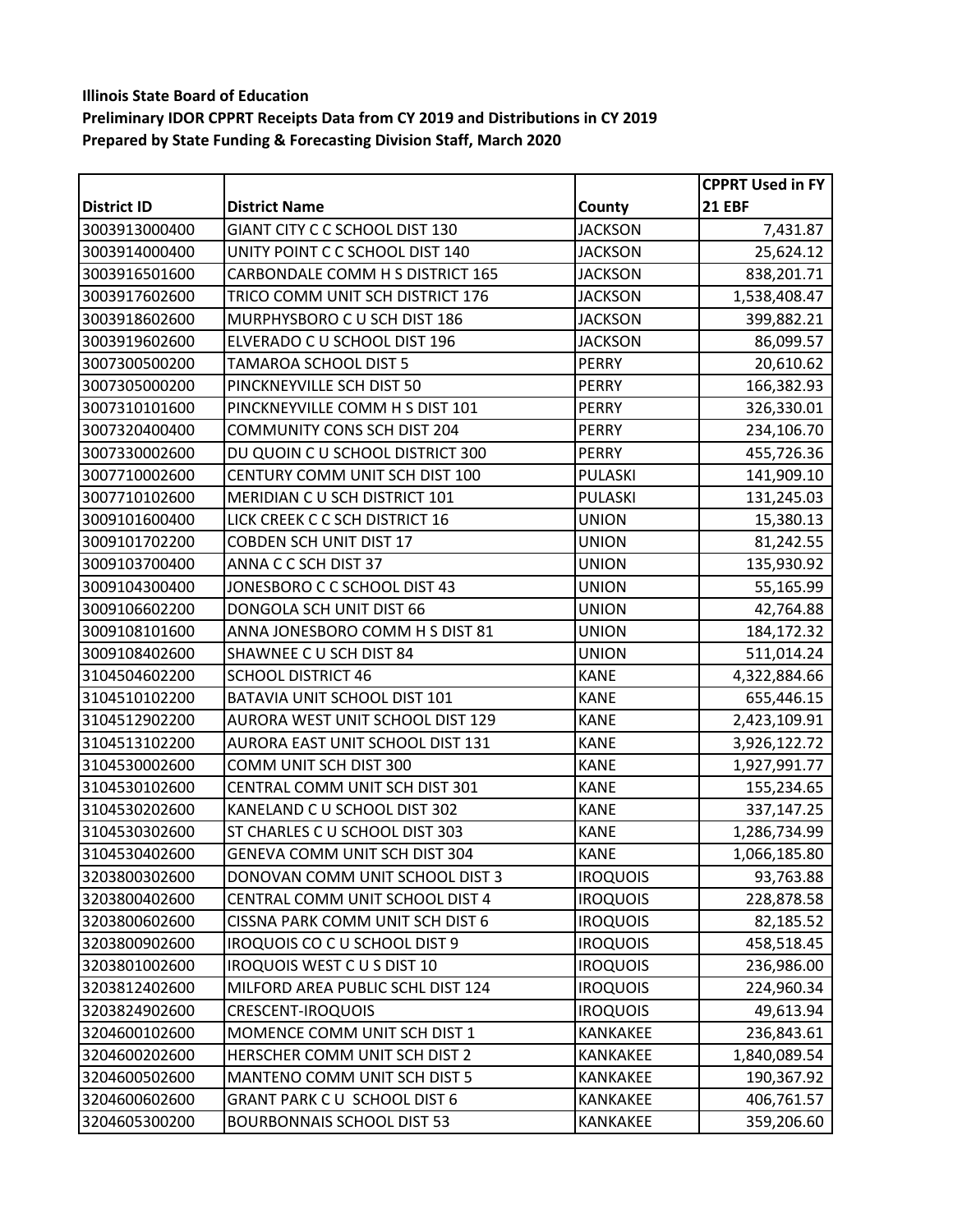**Illinois State Board of Education**
**Preliminary IDOR CPPRT Receipts Data from CY 2019 and Distributions in CY 2019**
**Prepared by State Funding & Forecasting Division Staff, March 2020**

| District ID | District Name | County | CPPRT Used in FY 21 EBF |
|---|---|---|---|
| 3003913000400 | GIANT CITY C C SCHOOL DIST 130 | JACKSON | 7,431.87 |
| 3003914000400 | UNITY POINT C C SCHOOL DIST 140 | JACKSON | 25,624.12 |
| 3003916501600 | CARBONDALE COMM H S DISTRICT 165 | JACKSON | 838,201.71 |
| 3003917602600 | TRICO COMM UNIT SCH DISTRICT 176 | JACKSON | 1,538,408.47 |
| 3003918602600 | MURPHYSBORO C U SCH DIST 186 | JACKSON | 399,882.21 |
| 3003919602600 | ELVERADO C U SCHOOL DIST 196 | JACKSON | 86,099.57 |
| 3007300500200 | TAMAROA SCHOOL DIST 5 | PERRY | 20,610.62 |
| 3007305000200 | PINCKNEYVILLE SCH DIST 50 | PERRY | 166,382.93 |
| 3007310101600 | PINCKNEYVILLE COMM H S DIST 101 | PERRY | 326,330.01 |
| 3007320400400 | COMMUNITY CONS SCH DIST 204 | PERRY | 234,106.70 |
| 3007330002600 | DU QUOIN C U SCHOOL DISTRICT 300 | PERRY | 455,726.36 |
| 3007710002600 | CENTURY COMM UNIT SCH DIST 100 | PULASKI | 141,909.10 |
| 3007710102600 | MERIDIAN C U SCH DISTRICT 101 | PULASKI | 131,245.03 |
| 3009101600400 | LICK CREEK C C SCH DISTRICT 16 | UNION | 15,380.13 |
| 3009101702200 | COBDEN SCH UNIT DIST 17 | UNION | 81,242.55 |
| 3009103700400 | ANNA C C SCH DIST 37 | UNION | 135,930.92 |
| 3009104300400 | JONESBORO C C SCHOOL DIST 43 | UNION | 55,165.99 |
| 3009106602200 | DONGOLA SCH UNIT DIST 66 | UNION | 42,764.88 |
| 3009108101600 | ANNA JONESBORO COMM H S DIST 81 | UNION | 184,172.32 |
| 3009108402600 | SHAWNEE C U SCH DIST 84 | UNION | 511,014.24 |
| 3104504602200 | SCHOOL DISTRICT 46 | KANE | 4,322,884.66 |
| 3104510102200 | BATAVIA UNIT SCHOOL DIST 101 | KANE | 655,446.15 |
| 3104512902200 | AURORA WEST UNIT SCHOOL DIST 129 | KANE | 2,423,109.91 |
| 3104513102200 | AURORA EAST UNIT SCHOOL DIST 131 | KANE | 3,926,122.72 |
| 3104530002600 | COMM UNIT SCH DIST 300 | KANE | 1,927,991.77 |
| 3104530102600 | CENTRAL COMM UNIT SCH DIST 301 | KANE | 155,234.65 |
| 3104530202600 | KANELAND C U SCHOOL DIST 302 | KANE | 337,147.25 |
| 3104530302600 | ST CHARLES C U SCHOOL DIST 303 | KANE | 1,286,734.99 |
| 3104530402600 | GENEVA COMM UNIT SCH DIST 304 | KANE | 1,066,185.80 |
| 3203800302600 | DONOVAN COMM UNIT SCHOOL DIST 3 | IROQUOIS | 93,763.88 |
| 3203800402600 | CENTRAL COMM UNIT SCHOOL DIST 4 | IROQUOIS | 228,878.58 |
| 3203800602600 | CISSNA PARK COMM UNIT SCH DIST 6 | IROQUOIS | 82,185.52 |
| 3203800902600 | IROQUOIS CO C U SCHOOL DIST 9 | IROQUOIS | 458,518.45 |
| 3203801002600 | IROQUOIS WEST C U S DIST 10 | IROQUOIS | 236,986.00 |
| 3203812402600 | MILFORD AREA PUBLIC SCHL DIST 124 | IROQUOIS | 224,960.34 |
| 3203824902600 | CRESCENT-IROQUOIS | IROQUOIS | 49,613.94 |
| 3204600102600 | MOMENCE COMM UNIT SCH DIST 1 | KANKAKEE | 236,843.61 |
| 3204600202600 | HERSCHER COMM UNIT SCH DIST 2 | KANKAKEE | 1,840,089.54 |
| 3204600502600 | MANTENO COMM UNIT SCH DIST 5 | KANKAKEE | 190,367.92 |
| 3204600602600 | GRANT PARK C U SCHOOL DIST 6 | KANKAKEE | 406,761.57 |
| 3204605300200 | BOURBONNAIS SCHOOL DIST 53 | KANKAKEE | 359,206.60 |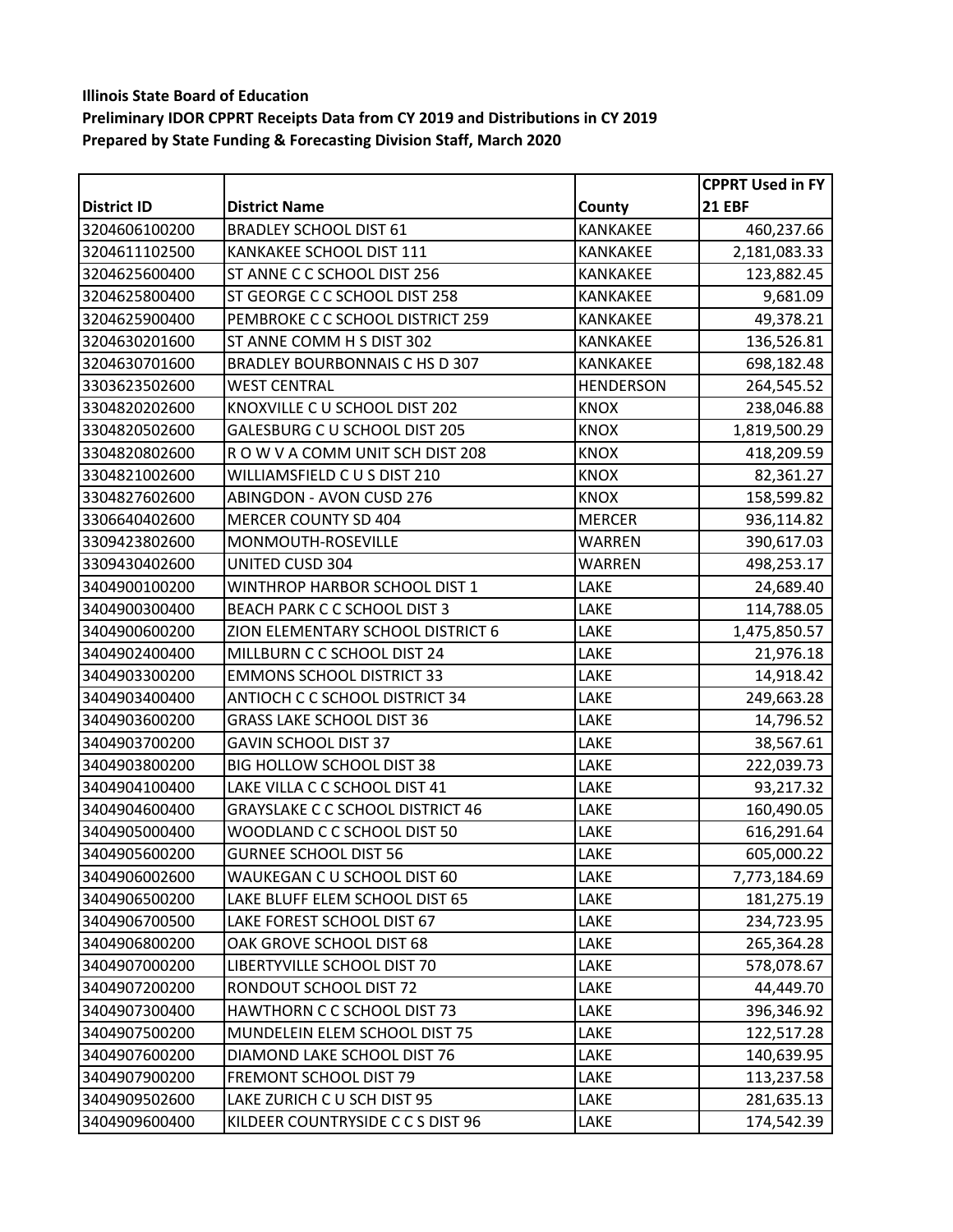**Illinois State Board of Education**
**Preliminary IDOR CPPRT Receipts Data from CY 2019 and Distributions in CY 2019**
**Prepared by State Funding & Forecasting Division Staff, March 2020**

| District ID | District Name | County | CPPRT Used in FY 21 EBF |
|---|---|---|---|
| 3204606100200 | BRADLEY SCHOOL DIST 61 | KANKAKEE | 460,237.66 |
| 3204611102500 | KANKAKEE SCHOOL DIST 111 | KANKAKEE | 2,181,083.33 |
| 3204625600400 | ST ANNE C C SCHOOL DIST 256 | KANKAKEE | 123,882.45 |
| 3204625800400 | ST GEORGE C C SCHOOL DIST 258 | KANKAKEE | 9,681.09 |
| 3204625900400 | PEMBROKE C C SCHOOL DISTRICT 259 | KANKAKEE | 49,378.21 |
| 3204630201600 | ST ANNE COMM H S DIST 302 | KANKAKEE | 136,526.81 |
| 3204630701600 | BRADLEY BOURBONNAIS C HS D 307 | KANKAKEE | 698,182.48 |
| 3303623502600 | WEST CENTRAL | HENDERSON | 264,545.52 |
| 3304820202600 | KNOXVILLE C U SCHOOL DIST 202 | KNOX | 238,046.88 |
| 3304820502600 | GALESBURG C U SCHOOL DIST 205 | KNOX | 1,819,500.29 |
| 3304820802600 | R O W V A COMM UNIT SCH DIST 208 | KNOX | 418,209.59 |
| 3304821002600 | WILLIAMSFIELD C U S DIST 210 | KNOX | 82,361.27 |
| 3304827602600 | ABINGDON - AVON CUSD 276 | KNOX | 158,599.82 |
| 3306640402600 | MERCER COUNTY SD 404 | MERCER | 936,114.82 |
| 3309423802600 | MONMOUTH-ROSEVILLE | WARREN | 390,617.03 |
| 3309430402600 | UNITED CUSD 304 | WARREN | 498,253.17 |
| 3404900100200 | WINTHROP HARBOR SCHOOL DIST 1 | LAKE | 24,689.40 |
| 3404900300400 | BEACH PARK C C SCHOOL DIST 3 | LAKE | 114,788.05 |
| 3404900600200 | ZION ELEMENTARY SCHOOL DISTRICT 6 | LAKE | 1,475,850.57 |
| 3404902400400 | MILLBURN C C SCHOOL DIST 24 | LAKE | 21,976.18 |
| 3404903300200 | EMMONS SCHOOL DISTRICT 33 | LAKE | 14,918.42 |
| 3404903400400 | ANTIOCH C C SCHOOL DISTRICT 34 | LAKE | 249,663.28 |
| 3404903600200 | GRASS LAKE SCHOOL DIST 36 | LAKE | 14,796.52 |
| 3404903700200 | GAVIN SCHOOL DIST 37 | LAKE | 38,567.61 |
| 3404903800200 | BIG HOLLOW SCHOOL DIST 38 | LAKE | 222,039.73 |
| 3404904100400 | LAKE VILLA C C SCHOOL DIST 41 | LAKE | 93,217.32 |
| 3404904600400 | GRAYSLAKE C C SCHOOL DISTRICT 46 | LAKE | 160,490.05 |
| 3404905000400 | WOODLAND C C SCHOOL DIST 50 | LAKE | 616,291.64 |
| 3404905600200 | GURNEE SCHOOL DIST 56 | LAKE | 605,000.22 |
| 3404906002600 | WAUKEGAN C U SCHOOL DIST 60 | LAKE | 7,773,184.69 |
| 3404906500200 | LAKE BLUFF ELEM SCHOOL DIST 65 | LAKE | 181,275.19 |
| 3404906700500 | LAKE FOREST SCHOOL DIST 67 | LAKE | 234,723.95 |
| 3404906800200 | OAK GROVE SCHOOL DIST 68 | LAKE | 265,364.28 |
| 3404907000200 | LIBERTYVILLE SCHOOL DIST 70 | LAKE | 578,078.67 |
| 3404907200200 | RONDOUT SCHOOL DIST 72 | LAKE | 44,449.70 |
| 3404907300400 | HAWTHORN C C SCHOOL DIST 73 | LAKE | 396,346.92 |
| 3404907500200 | MUNDELEIN ELEM SCHOOL DIST 75 | LAKE | 122,517.28 |
| 3404907600200 | DIAMOND LAKE SCHOOL DIST 76 | LAKE | 140,639.95 |
| 3404907900200 | FREMONT SCHOOL DIST 79 | LAKE | 113,237.58 |
| 3404909502600 | LAKE ZURICH C U SCH DIST 95 | LAKE | 281,635.13 |
| 3404909600400 | KILDEER COUNTRYSIDE C C S DIST 96 | LAKE | 174,542.39 |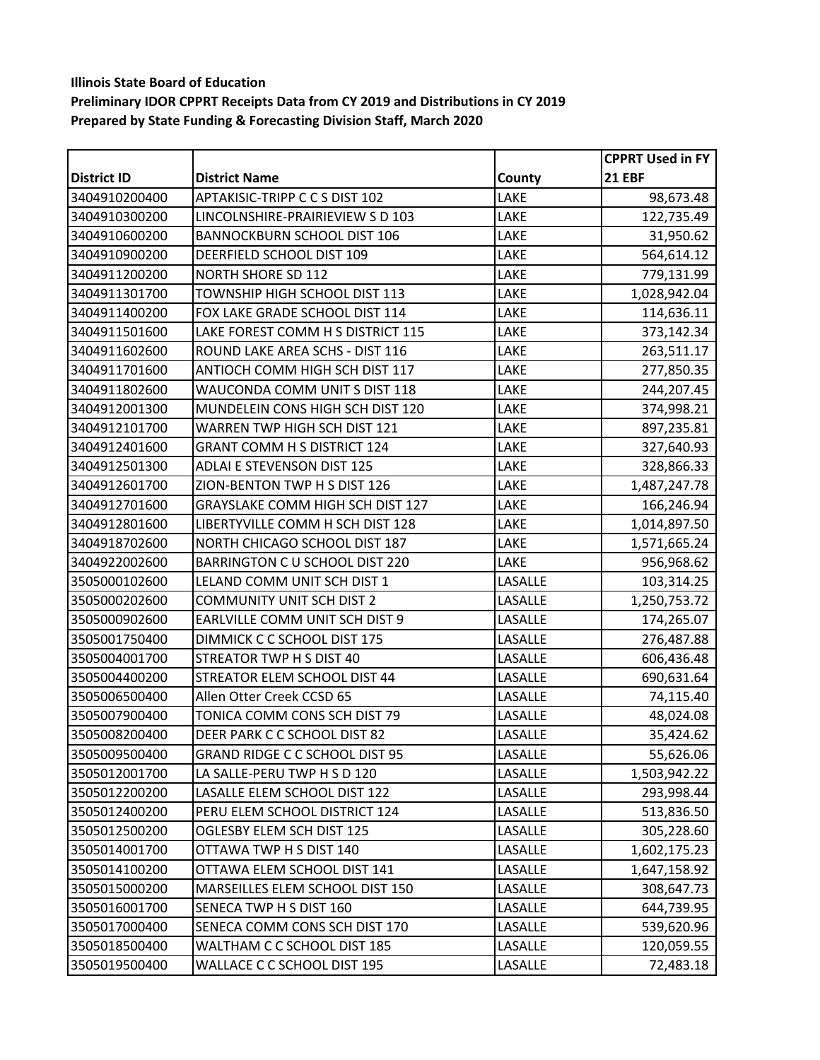**Illinois State Board of Education**
**Preliminary IDOR CPPRT Receipts Data from CY 2019 and Distributions in CY 2019**
**Prepared by State Funding & Forecasting Division Staff, March 2020**

| District ID | District Name | County | CPPRT Used in FY 21 EBF |
|---|---|---|---|
| 3404910200400 | APTAKISIC-TRIPP C C S DIST 102 | LAKE | 98,673.48 |
| 3404910300200 | LINCOLNSHIRE-PRAIRIEVIEW S D 103 | LAKE | 122,735.49 |
| 3404910600200 | BANNOCKBURN SCHOOL DIST 106 | LAKE | 31,950.62 |
| 3404910900200 | DEERFIELD SCHOOL DIST 109 | LAKE | 564,614.12 |
| 3404911200200 | NORTH SHORE SD 112 | LAKE | 779,131.99 |
| 3404911301700 | TOWNSHIP HIGH SCHOOL DIST 113 | LAKE | 1,028,942.04 |
| 3404911400200 | FOX LAKE GRADE SCHOOL DIST 114 | LAKE | 114,636.11 |
| 3404911501600 | LAKE FOREST COMM H S DISTRICT 115 | LAKE | 373,142.34 |
| 3404911602600 | ROUND LAKE AREA SCHS - DIST 116 | LAKE | 263,511.17 |
| 3404911701600 | ANTIOCH COMM HIGH SCH DIST 117 | LAKE | 277,850.35 |
| 3404911802600 | WAUCONDA COMM UNIT S DIST 118 | LAKE | 244,207.45 |
| 3404912001300 | MUNDELEIN CONS HIGH SCH DIST 120 | LAKE | 374,998.21 |
| 3404912101700 | WARREN TWP HIGH SCH DIST 121 | LAKE | 897,235.81 |
| 3404912401600 | GRANT COMM H S DISTRICT 124 | LAKE | 327,640.93 |
| 3404912501300 | ADLAI E STEVENSON DIST 125 | LAKE | 328,866.33 |
| 3404912601700 | ZION-BENTON TWP H S DIST 126 | LAKE | 1,487,247.78 |
| 3404912701600 | GRAYSLAKE COMM HIGH SCH DIST 127 | LAKE | 166,246.94 |
| 3404912801600 | LIBERTYVILLE COMM H SCH DIST 128 | LAKE | 1,014,897.50 |
| 3404918702600 | NORTH CHICAGO SCHOOL DIST 187 | LAKE | 1,571,665.24 |
| 3404922002600 | BARRINGTON C U SCHOOL DIST 220 | LAKE | 956,968.62 |
| 3505000102600 | LELAND COMM UNIT SCH DIST 1 | LASALLE | 103,314.25 |
| 3505000202600 | COMMUNITY UNIT SCH DIST 2 | LASALLE | 1,250,753.72 |
| 3505000902600 | EARLVILLE COMM UNIT SCH DIST 9 | LASALLE | 174,265.07 |
| 3505001750400 | DIMMICK C C SCHOOL DIST 175 | LASALLE | 276,487.88 |
| 3505004001700 | STREATOR TWP H S DIST 40 | LASALLE | 606,436.48 |
| 3505004400200 | STREATOR ELEM SCHOOL DIST 44 | LASALLE | 690,631.64 |
| 3505006500400 | Allen Otter Creek CCSD 65 | LASALLE | 74,115.40 |
| 3505007900400 | TONICA COMM CONS SCH DIST 79 | LASALLE | 48,024.08 |
| 3505008200400 | DEER PARK C C SCHOOL DIST 82 | LASALLE | 35,424.62 |
| 3505009500400 | GRAND RIDGE C C SCHOOL DIST 95 | LASALLE | 55,626.06 |
| 3505012001700 | LA SALLE-PERU TWP H S D 120 | LASALLE | 1,503,942.22 |
| 3505012200200 | LASALLE ELEM SCHOOL DIST 122 | LASALLE | 293,998.44 |
| 3505012400200 | PERU ELEM SCHOOL DISTRICT 124 | LASALLE | 513,836.50 |
| 3505012500200 | OGLESBY ELEM SCH DIST 125 | LASALLE | 305,228.60 |
| 3505014001700 | OTTAWA TWP H S DIST 140 | LASALLE | 1,602,175.23 |
| 3505014100200 | OTTAWA ELEM SCHOOL DIST 141 | LASALLE | 1,647,158.92 |
| 3505015000200 | MARSEILLES ELEM SCHOOL DIST 150 | LASALLE | 308,647.73 |
| 3505016001700 | SENECA TWP H S DIST 160 | LASALLE | 644,739.95 |
| 3505017000400 | SENECA COMM CONS SCH DIST 170 | LASALLE | 539,620.96 |
| 3505018500400 | WALTHAM C C SCHOOL DIST 185 | LASALLE | 120,059.55 |
| 3505019500400 | WALLACE C C SCHOOL DIST 195 | LASALLE | 72,483.18 |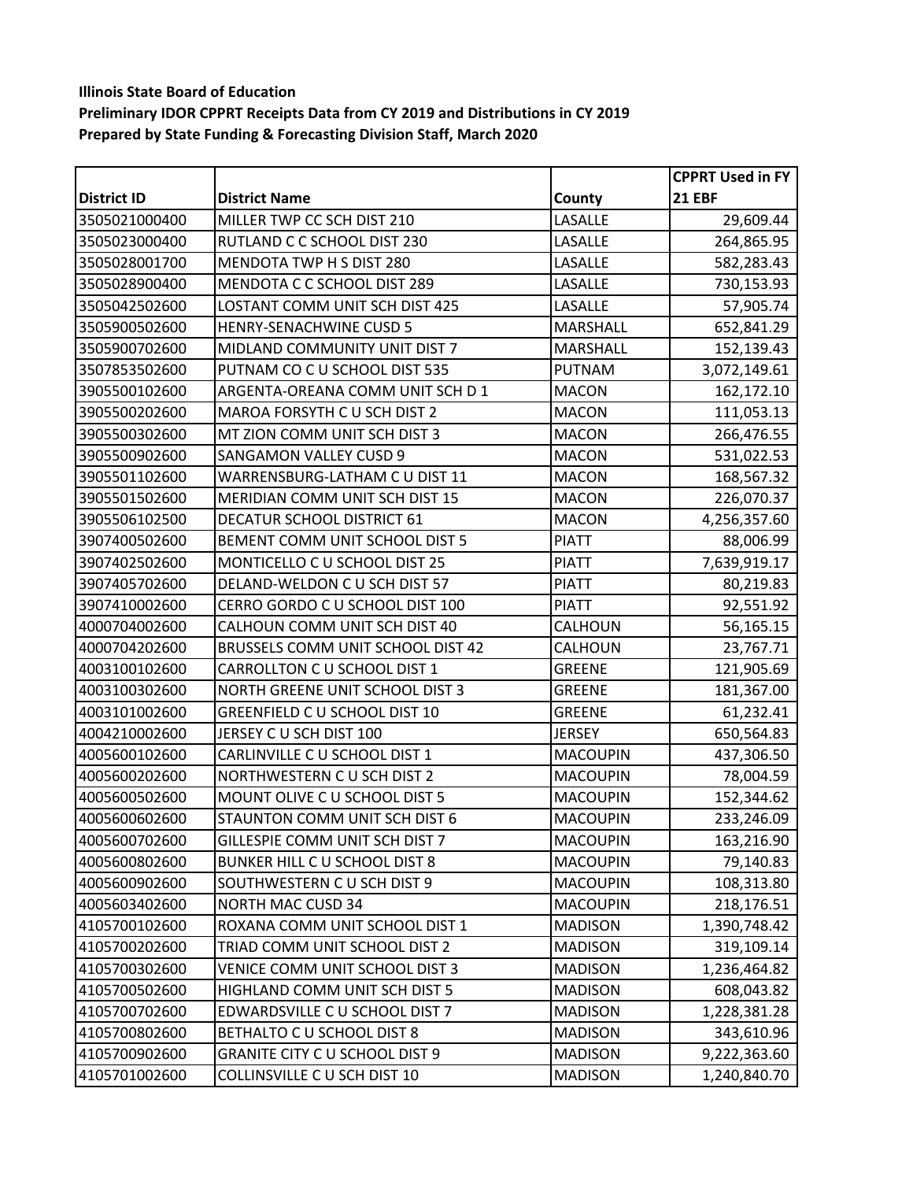**Illinois State Board of Education**

**Preliminary IDOR CPPRT Receipts Data from CY 2019 and Distributions in CY 2019**

**Prepared by State Funding & Forecasting Division Staff, March 2020**

| District ID | District Name | County | CPPRT Used in FY 21 EBF |
|---|---|---|---|
| 3505021000400 | MILLER TWP CC SCH DIST 210 | LASALLE | 29,609.44 |
| 3505023000400 | RUTLAND C C SCHOOL DIST 230 | LASALLE | 264,865.95 |
| 3505028001700 | MENDOTA TWP H S DIST 280 | LASALLE | 582,283.43 |
| 3505028900400 | MENDOTA C C SCHOOL DIST 289 | LASALLE | 730,153.93 |
| 3505042502600 | LOSTANT COMM UNIT SCH DIST 425 | LASALLE | 57,905.74 |
| 3505900502600 | HENRY-SENACHWINE CUSD 5 | MARSHALL | 652,841.29 |
| 3505900702600 | MIDLAND COMMUNITY UNIT DIST 7 | MARSHALL | 152,139.43 |
| 3507853502600 | PUTNAM CO C U SCHOOL DIST 535 | PUTNAM | 3,072,149.61 |
| 3905500102600 | ARGENTA-OREANA COMM UNIT SCH D 1 | MACON | 162,172.10 |
| 3905500202600 | MAROA FORSYTH C U SCH DIST 2 | MACON | 111,053.13 |
| 3905500302600 | MT ZION COMM UNIT SCH DIST 3 | MACON | 266,476.55 |
| 3905500902600 | SANGAMON VALLEY CUSD 9 | MACON | 531,022.53 |
| 3905501102600 | WARRENSBURG-LATHAM C U DIST 11 | MACON | 168,567.32 |
| 3905501502600 | MERIDIAN COMM UNIT SCH DIST 15 | MACON | 226,070.37 |
| 3905506102500 | DECATUR SCHOOL DISTRICT 61 | MACON | 4,256,357.60 |
| 3907400502600 | BEMENT COMM UNIT SCHOOL DIST 5 | PIATT | 88,006.99 |
| 3907402502600 | MONTICELLO C U SCHOOL DIST 25 | PIATT | 7,639,919.17 |
| 3907405702600 | DELAND-WELDON C U SCH DIST 57 | PIATT | 80,219.83 |
| 3907410002600 | CERRO GORDO C U SCHOOL DIST 100 | PIATT | 92,551.92 |
| 4000704002600 | CALHOUN COMM UNIT SCH DIST 40 | CALHOUN | 56,165.15 |
| 4000704202600 | BRUSSELS COMM UNIT SCHOOL DIST 42 | CALHOUN | 23,767.71 |
| 4003100102600 | CARROLLTON C U SCHOOL DIST 1 | GREENE | 121,905.69 |
| 4003100302600 | NORTH GREENE UNIT SCHOOL DIST 3 | GREENE | 181,367.00 |
| 4003101002600 | GREENFIELD C U SCHOOL DIST 10 | GREENE | 61,232.41 |
| 4004210002600 | JERSEY C U SCH DIST 100 | JERSEY | 650,564.83 |
| 4005600102600 | CARLINVILLE C U SCHOOL DIST 1 | MACOUPIN | 437,306.50 |
| 4005600202600 | NORTHWESTERN C U SCH DIST 2 | MACOUPIN | 78,004.59 |
| 4005600502600 | MOUNT OLIVE C U SCHOOL DIST 5 | MACOUPIN | 152,344.62 |
| 4005600602600 | STAUNTON COMM UNIT SCH DIST 6 | MACOUPIN | 233,246.09 |
| 4005600702600 | GILLESPIE COMM UNIT SCH DIST 7 | MACOUPIN | 163,216.90 |
| 4005600802600 | BUNKER HILL C U SCHOOL DIST 8 | MACOUPIN | 79,140.83 |
| 4005600902600 | SOUTHWESTERN C U SCH DIST 9 | MACOUPIN | 108,313.80 |
| 4005603402600 | NORTH MAC CUSD 34 | MACOUPIN | 218,176.51 |
| 4105700102600 | ROXANA COMM UNIT SCHOOL DIST 1 | MADISON | 1,390,748.42 |
| 4105700202600 | TRIAD COMM UNIT SCHOOL DIST 2 | MADISON | 319,109.14 |
| 4105700302600 | VENICE COMM UNIT SCHOOL DIST 3 | MADISON | 1,236,464.82 |
| 4105700502600 | HIGHLAND COMM UNIT SCH DIST 5 | MADISON | 608,043.82 |
| 4105700702600 | EDWARDSVILLE C U SCHOOL DIST 7 | MADISON | 1,228,381.28 |
| 4105700802600 | BETHALTO C U SCHOOL DIST 8 | MADISON | 343,610.96 |
| 4105700902600 | GRANITE CITY C U SCHOOL DIST 9 | MADISON | 9,222,363.60 |
| 4105701002600 | COLLINSVILLE C U SCH DIST 10 | MADISON | 1,240,840.70 |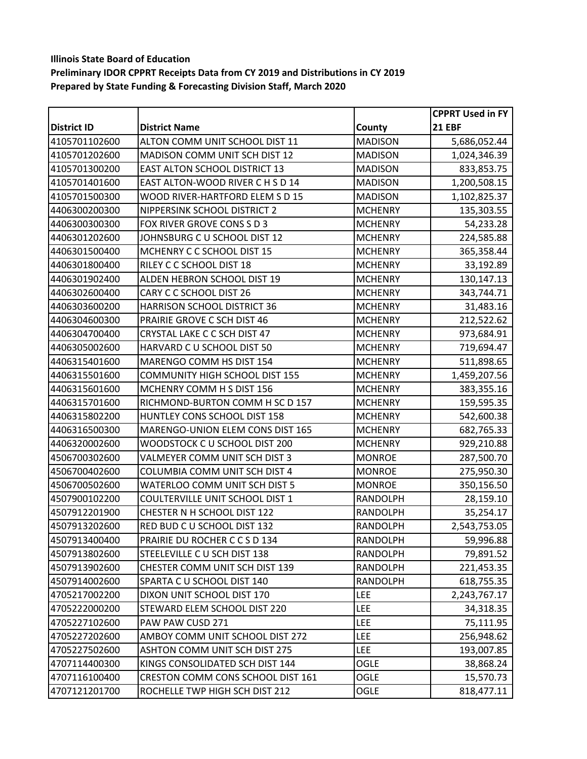**Illinois State Board of Education**
**Preliminary IDOR CPPRT Receipts Data from CY 2019 and Distributions in CY 2019**
**Prepared by State Funding & Forecasting Division Staff, March 2020**

| District ID | District Name | County | CPPRT Used in FY 21 EBF |
|---|---|---|---|
| 4105701102600 | ALTON COMM UNIT SCHOOL DIST 11 | MADISON | 5,686,052.44 |
| 4105701202600 | MADISON COMM UNIT SCH DIST 12 | MADISON | 1,024,346.39 |
| 4105701300200 | EAST ALTON SCHOOL DISTRICT 13 | MADISON | 833,853.75 |
| 4105701401600 | EAST ALTON-WOOD RIVER C H S D 14 | MADISON | 1,200,508.15 |
| 4105701500300 | WOOD RIVER-HARTFORD ELEM S D 15 | MADISON | 1,102,825.37 |
| 4406300200300 | NIPPERSINK SCHOOL DISTRICT 2 | MCHENRY | 135,303.55 |
| 4406300300300 | FOX RIVER GROVE CONS S D 3 | MCHENRY | 54,233.28 |
| 4406301202600 | JOHNSBURG C U SCHOOL DIST 12 | MCHENRY | 224,585.88 |
| 4406301500400 | MCHENRY C C SCHOOL DIST 15 | MCHENRY | 365,358.44 |
| 4406301800400 | RILEY C C SCHOOL DIST 18 | MCHENRY | 33,192.89 |
| 4406301902400 | ALDEN HEBRON SCHOOL DIST 19 | MCHENRY | 130,147.13 |
| 4406302600400 | CARY C C SCHOOL DIST 26 | MCHENRY | 343,744.71 |
| 4406303600200 | HARRISON SCHOOL DISTRICT 36 | MCHENRY | 31,483.16 |
| 4406304600300 | PRAIRIE GROVE C SCH DIST 46 | MCHENRY | 212,522.62 |
| 4406304700400 | CRYSTAL LAKE C C SCH DIST 47 | MCHENRY | 973,684.91 |
| 4406305002600 | HARVARD C U SCHOOL DIST 50 | MCHENRY | 719,694.47 |
| 4406315401600 | MARENGO COMM HS DIST 154 | MCHENRY | 511,898.65 |
| 4406315501600 | COMMUNITY HIGH SCHOOL DIST 155 | MCHENRY | 1,459,207.56 |
| 4406315601600 | MCHENRY COMM H S DIST 156 | MCHENRY | 383,355.16 |
| 4406315701600 | RICHMOND-BURTON COMM H SC D 157 | MCHENRY | 159,595.35 |
| 4406315802200 | HUNTLEY CONS SCHOOL DIST 158 | MCHENRY | 542,600.38 |
| 4406316500300 | MARENGO-UNION ELEM CONS DIST 165 | MCHENRY | 682,765.33 |
| 4406320002600 | WOODSTOCK C U SCHOOL DIST 200 | MCHENRY | 929,210.88 |
| 4506700302600 | VALMEYER COMM UNIT SCH DIST 3 | MONROE | 287,500.70 |
| 4506700402600 | COLUMBIA COMM UNIT SCH DIST 4 | MONROE | 275,950.30 |
| 4506700502600 | WATERLOO COMM UNIT SCH DIST 5 | MONROE | 350,156.50 |
| 4507900102200 | COULTERVILLE UNIT SCHOOL DIST 1 | RANDOLPH | 28,159.10 |
| 4507912201900 | CHESTER N H SCHOOL DIST 122 | RANDOLPH | 35,254.17 |
| 4507913202600 | RED BUD C U SCHOOL DIST 132 | RANDOLPH | 2,543,753.05 |
| 4507913400400 | PRAIRIE DU ROCHER C C S D 134 | RANDOLPH | 59,996.88 |
| 4507913802600 | STEELEVILLE C U SCH DIST 138 | RANDOLPH | 79,891.52 |
| 4507913902600 | CHESTER COMM UNIT SCH DIST 139 | RANDOLPH | 221,453.35 |
| 4507914002600 | SPARTA C U SCHOOL DIST 140 | RANDOLPH | 618,755.35 |
| 4705217002200 | DIXON UNIT SCHOOL DIST 170 | LEE | 2,243,767.17 |
| 4705222000200 | STEWARD ELEM SCHOOL DIST 220 | LEE | 34,318.35 |
| 4705227102600 | PAW PAW CUSD 271 | LEE | 75,111.95 |
| 4705227202600 | AMBOY COMM UNIT SCHOOL DIST 272 | LEE | 256,948.62 |
| 4705227502600 | ASHTON COMM UNIT SCH DIST 275 | LEE | 193,007.85 |
| 4707114400300 | KINGS CONSOLIDATED SCH DIST 144 | OGLE | 38,868.24 |
| 4707116100400 | CRESTON COMM CONS SCHOOL DIST 161 | OGLE | 15,570.73 |
| 4707121201700 | ROCHELLE TWP HIGH SCH DIST 212 | OGLE | 818,477.11 |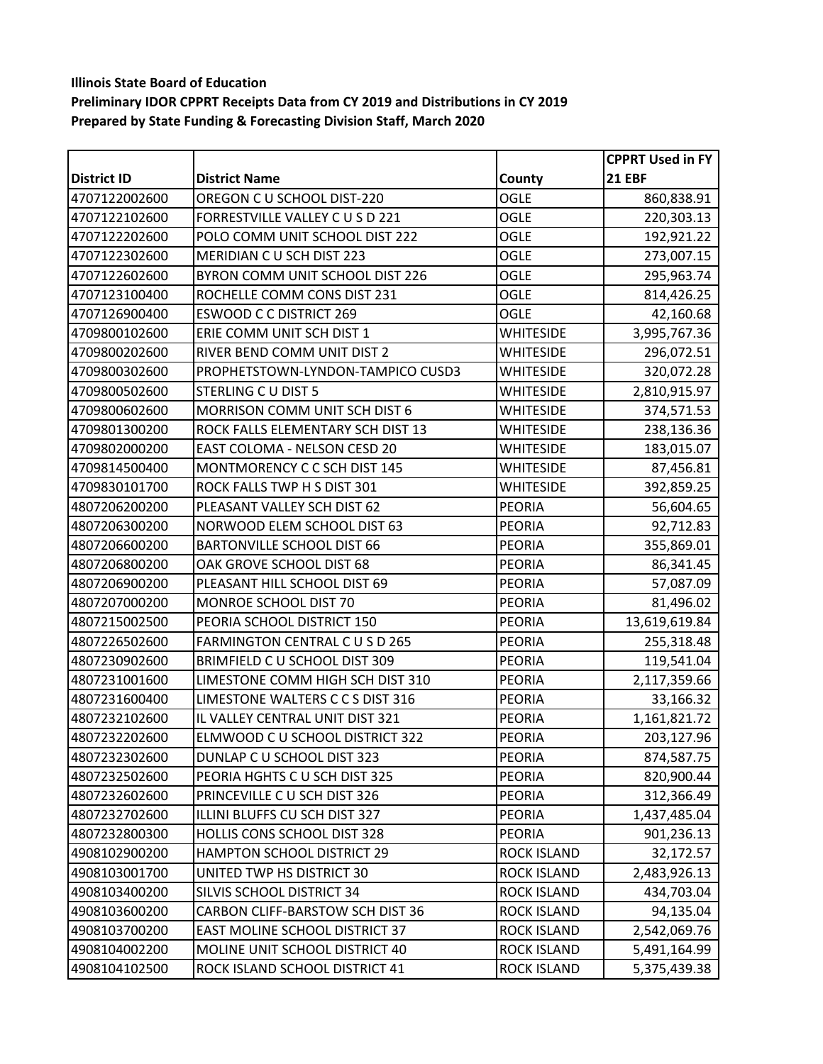**Illinois State Board of Education**
**Preliminary IDOR CPPRT Receipts Data from CY 2019 and Distributions in CY 2019**
**Prepared by State Funding & Forecasting Division Staff, March 2020**

| District ID | District Name | County | CPPRT Used in FY 21 EBF |
|---|---|---|---|
| 4707122002600 | OREGON C U SCHOOL DIST-220 | OGLE | 860,838.91 |
| 4707122102600 | FORRESTVILLE VALLEY C U S D 221 | OGLE | 220,303.13 |
| 4707122202600 | POLO COMM UNIT SCHOOL DIST 222 | OGLE | 192,921.22 |
| 4707122302600 | MERIDIAN C U SCH DIST 223 | OGLE | 273,007.15 |
| 4707122602600 | BYRON COMM UNIT SCHOOL DIST 226 | OGLE | 295,963.74 |
| 4707123100400 | ROCHELLE COMM CONS DIST 231 | OGLE | 814,426.25 |
| 4707126900400 | ESWOOD C C DISTRICT 269 | OGLE | 42,160.68 |
| 4709800102600 | ERIE COMM UNIT SCH DIST 1 | WHITESIDE | 3,995,767.36 |
| 4709800202600 | RIVER BEND COMM UNIT DIST 2 | WHITESIDE | 296,072.51 |
| 4709800302600 | PROPHETSTOWN-LYNDON-TAMPICO CUSD3 | WHITESIDE | 320,072.28 |
| 4709800502600 | STERLING C U DIST 5 | WHITESIDE | 2,810,915.97 |
| 4709800602600 | MORRISON COMM UNIT SCH DIST 6 | WHITESIDE | 374,571.53 |
| 4709801300200 | ROCK FALLS ELEMENTARY SCH DIST 13 | WHITESIDE | 238,136.36 |
| 4709802000200 | EAST COLOMA - NELSON CESD 20 | WHITESIDE | 183,015.07 |
| 4709814500400 | MONTMORENCY C C SCH DIST 145 | WHITESIDE | 87,456.81 |
| 4709830101700 | ROCK FALLS TWP H S DIST 301 | WHITESIDE | 392,859.25 |
| 4807206200200 | PLEASANT VALLEY SCH DIST 62 | PEORIA | 56,604.65 |
| 4807206300200 | NORWOOD ELEM SCHOOL DIST 63 | PEORIA | 92,712.83 |
| 4807206600200 | BARTONVILLE SCHOOL DIST 66 | PEORIA | 355,869.01 |
| 4807206800200 | OAK GROVE SCHOOL DIST 68 | PEORIA | 86,341.45 |
| 4807206900200 | PLEASANT HILL SCHOOL DIST 69 | PEORIA | 57,087.09 |
| 4807207000200 | MONROE SCHOOL DIST 70 | PEORIA | 81,496.02 |
| 4807215002500 | PEORIA SCHOOL DISTRICT 150 | PEORIA | 13,619,619.84 |
| 4807226502600 | FARMINGTON CENTRAL C U S D 265 | PEORIA | 255,318.48 |
| 4807230902600 | BRIMFIELD C U SCHOOL DIST 309 | PEORIA | 119,541.04 |
| 4807231001600 | LIMESTONE COMM HIGH SCH DIST 310 | PEORIA | 2,117,359.66 |
| 4807231600400 | LIMESTONE WALTERS C C S DIST 316 | PEORIA | 33,166.32 |
| 4807232102600 | IL VALLEY CENTRAL UNIT DIST 321 | PEORIA | 1,161,821.72 |
| 4807232202600 | ELMWOOD C U SCHOOL DISTRICT 322 | PEORIA | 203,127.96 |
| 4807232302600 | DUNLAP C U SCHOOL DIST 323 | PEORIA | 874,587.75 |
| 4807232502600 | PEORIA HGHTS C U SCH DIST 325 | PEORIA | 820,900.44 |
| 4807232602600 | PRINCEVILLE C U SCH DIST 326 | PEORIA | 312,366.49 |
| 4807232702600 | ILLINI BLUFFS CU SCH DIST 327 | PEORIA | 1,437,485.04 |
| 4807232800300 | HOLLIS CONS SCHOOL DIST 328 | PEORIA | 901,236.13 |
| 4908102900200 | HAMPTON SCHOOL DISTRICT 29 | ROCK ISLAND | 32,172.57 |
| 4908103001700 | UNITED TWP HS DISTRICT 30 | ROCK ISLAND | 2,483,926.13 |
| 4908103400200 | SILVIS SCHOOL DISTRICT 34 | ROCK ISLAND | 434,703.04 |
| 4908103600200 | CARBON CLIFF-BARSTOW SCH DIST 36 | ROCK ISLAND | 94,135.04 |
| 4908103700200 | EAST MOLINE SCHOOL DISTRICT 37 | ROCK ISLAND | 2,542,069.76 |
| 4908104002200 | MOLINE UNIT SCHOOL DISTRICT 40 | ROCK ISLAND | 5,491,164.99 |
| 4908104102500 | ROCK ISLAND SCHOOL DISTRICT 41 | ROCK ISLAND | 5,375,439.38 |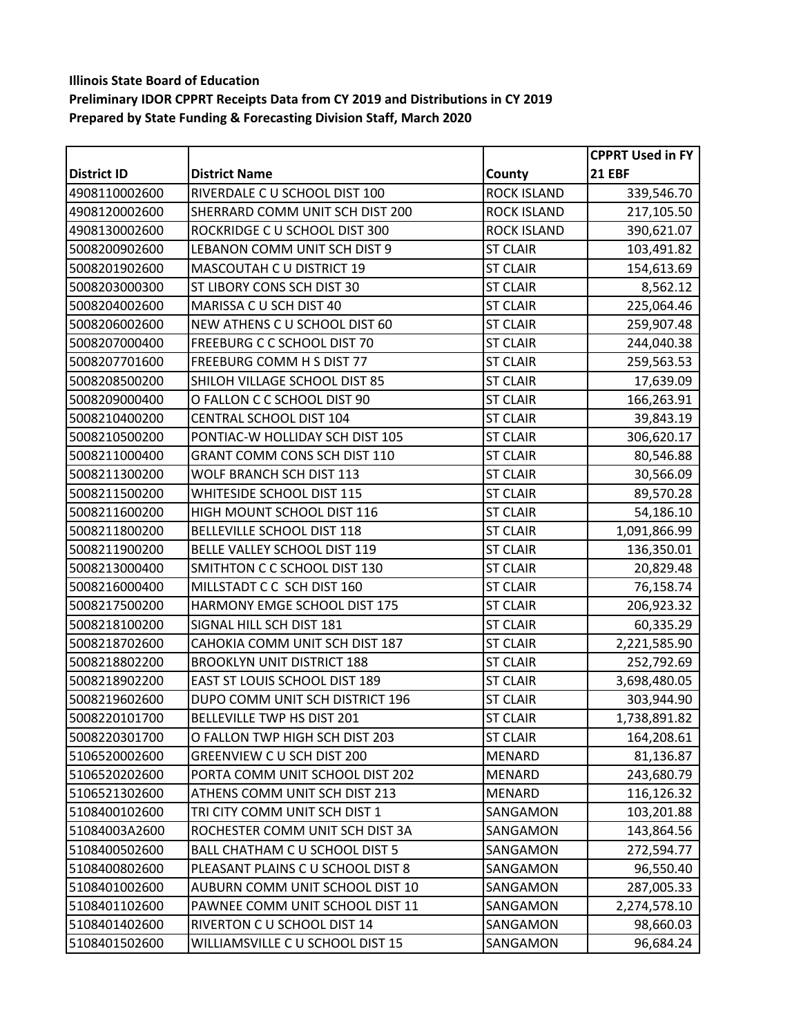**Illinois State Board of Education**

**Preliminary IDOR CPPRT Receipts Data from CY 2019 and Distributions in CY 2019**

**Prepared by State Funding & Forecasting Division Staff, March 2020**

| District ID | District Name | County | CPPRT Used in FY 21 EBF |
|---|---|---|---|
| 4908110002600 | RIVERDALE C U SCHOOL DIST 100 | ROCK ISLAND | 339,546.70 |
| 4908120002600 | SHERRARD COMM UNIT SCH DIST 200 | ROCK ISLAND | 217,105.50 |
| 4908130002600 | ROCKRIDGE C U SCHOOL DIST 300 | ROCK ISLAND | 390,621.07 |
| 5008200902600 | LEBANON COMM UNIT SCH DIST 9 | ST CLAIR | 103,491.82 |
| 5008201902600 | MASCOUTAH C U DISTRICT 19 | ST CLAIR | 154,613.69 |
| 5008203000300 | ST LIBORY CONS SCH DIST 30 | ST CLAIR | 8,562.12 |
| 5008204002600 | MARISSA C U SCH DIST 40 | ST CLAIR | 225,064.46 |
| 5008206002600 | NEW ATHENS C U SCHOOL DIST 60 | ST CLAIR | 259,907.48 |
| 5008207000400 | FREEBURG C C SCHOOL DIST 70 | ST CLAIR | 244,040.38 |
| 5008207701600 | FREEBURG COMM H S DIST 77 | ST CLAIR | 259,563.53 |
| 5008208500200 | SHILOH VILLAGE SCHOOL DIST 85 | ST CLAIR | 17,639.09 |
| 5008209000400 | O FALLON C C SCHOOL DIST 90 | ST CLAIR | 166,263.91 |
| 5008210400200 | CENTRAL SCHOOL DIST 104 | ST CLAIR | 39,843.19 |
| 5008210500200 | PONTIAC-W HOLLIDAY SCH DIST 105 | ST CLAIR | 306,620.17 |
| 5008211000400 | GRANT COMM CONS SCH DIST 110 | ST CLAIR | 80,546.88 |
| 5008211300200 | WOLF BRANCH SCH DIST 113 | ST CLAIR | 30,566.09 |
| 5008211500200 | WHITESIDE SCHOOL DIST 115 | ST CLAIR | 89,570.28 |
| 5008211600200 | HIGH MOUNT SCHOOL DIST 116 | ST CLAIR | 54,186.10 |
| 5008211800200 | BELLEVILLE SCHOOL DIST 118 | ST CLAIR | 1,091,866.99 |
| 5008211900200 | BELLE VALLEY SCHOOL DIST 119 | ST CLAIR | 136,350.01 |
| 5008213000400 | SMITHTON C C SCHOOL DIST 130 | ST CLAIR | 20,829.48 |
| 5008216000400 | MILLSTADT C C SCH DIST 160 | ST CLAIR | 76,158.74 |
| 5008217500200 | HARMONY EMGE SCHOOL DIST 175 | ST CLAIR | 206,923.32 |
| 5008218100200 | SIGNAL HILL SCH DIST 181 | ST CLAIR | 60,335.29 |
| 5008218702600 | CAHOKIA COMM UNIT SCH DIST 187 | ST CLAIR | 2,221,585.90 |
| 5008218802200 | BROOKLYN UNIT DISTRICT 188 | ST CLAIR | 252,792.69 |
| 5008218902200 | EAST ST LOUIS SCHOOL DIST 189 | ST CLAIR | 3,698,480.05 |
| 5008219602600 | DUPO COMM UNIT SCH DISTRICT 196 | ST CLAIR | 303,944.90 |
| 5008220101700 | BELLEVILLE TWP HS DIST 201 | ST CLAIR | 1,738,891.82 |
| 5008220301700 | O FALLON TWP HIGH SCH DIST 203 | ST CLAIR | 164,208.61 |
| 5106520002600 | GREENVIEW C U SCH DIST 200 | MENARD | 81,136.87 |
| 5106520202600 | PORTA COMM UNIT SCHOOL DIST 202 | MENARD | 243,680.79 |
| 5106521302600 | ATHENS COMM UNIT SCH DIST 213 | MENARD | 116,126.32 |
| 5108400102600 | TRI CITY COMM UNIT SCH DIST 1 | SANGAMON | 103,201.88 |
| 51084003A2600 | ROCHESTER COMM UNIT SCH DIST 3A | SANGAMON | 143,864.56 |
| 5108400502600 | BALL CHATHAM C U SCHOOL DIST 5 | SANGAMON | 272,594.77 |
| 5108400802600 | PLEASANT PLAINS C U SCHOOL DIST 8 | SANGAMON | 96,550.40 |
| 5108401002600 | AUBURN COMM UNIT SCHOOL DIST 10 | SANGAMON | 287,005.33 |
| 5108401102600 | PAWNEE COMM UNIT SCHOOL DIST 11 | SANGAMON | 2,274,578.10 |
| 5108401402600 | RIVERTON C U SCHOOL DIST 14 | SANGAMON | 98,660.03 |
| 5108401502600 | WILLIAMSVILLE C U SCHOOL DIST 15 | SANGAMON | 96,684.24 |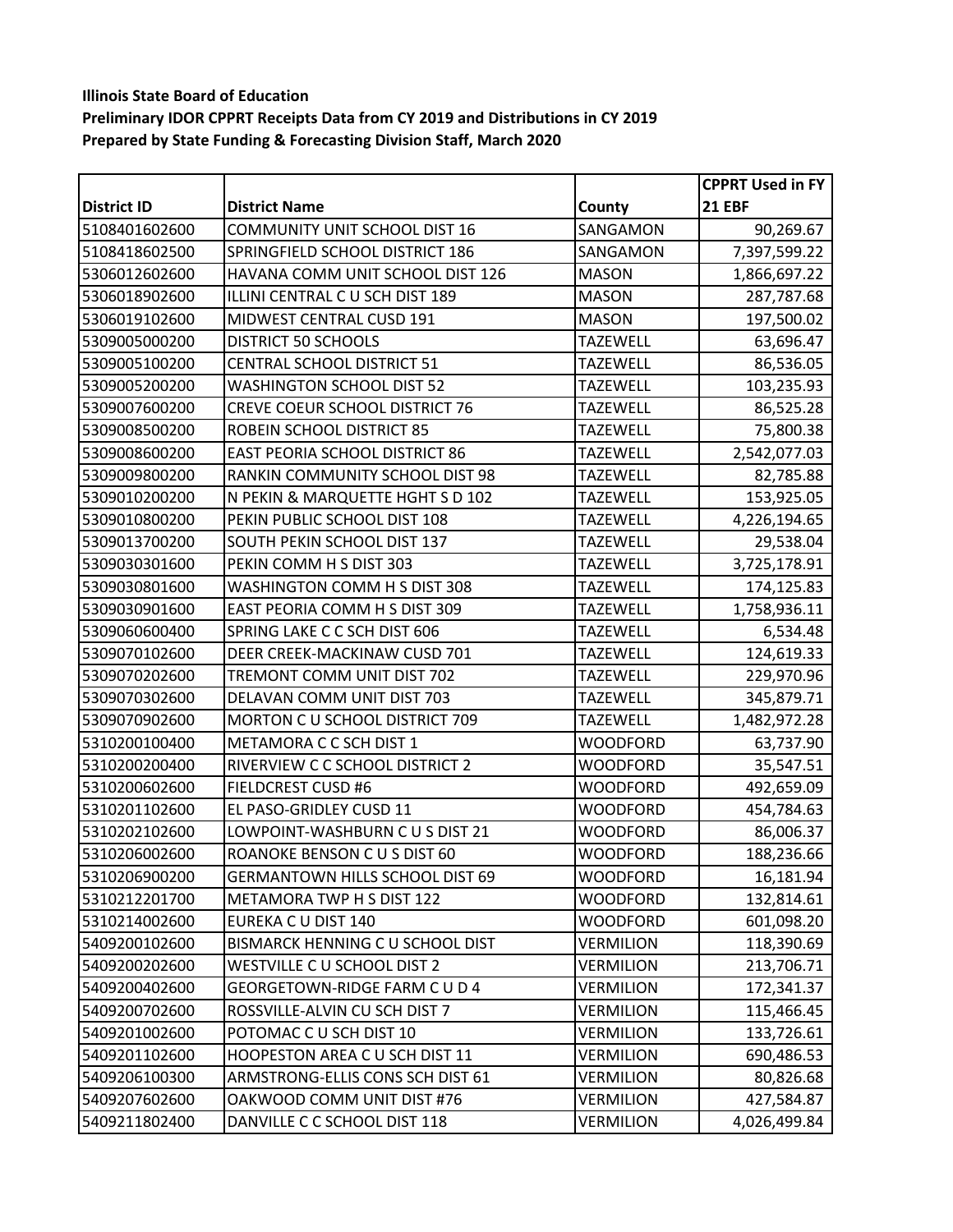**Illinois State Board of Education**
**Preliminary IDOR CPPRT Receipts Data from CY 2019 and Distributions in CY 2019**
**Prepared by State Funding & Forecasting Division Staff, March 2020**

| District ID | District Name | County | CPPRT Used in FY 21 EBF |
|---|---|---|---|
| 5108401602600 | COMMUNITY UNIT SCHOOL DIST 16 | SANGAMON | 90,269.67 |
| 5108418602500 | SPRINGFIELD SCHOOL DISTRICT 186 | SANGAMON | 7,397,599.22 |
| 5306012602600 | HAVANA COMM UNIT SCHOOL DIST 126 | MASON | 1,866,697.22 |
| 5306018902600 | ILLINI CENTRAL C U SCH DIST 189 | MASON | 287,787.68 |
| 5306019102600 | MIDWEST CENTRAL CUSD 191 | MASON | 197,500.02 |
| 5309005000200 | DISTRICT 50 SCHOOLS | TAZEWELL | 63,696.47 |
| 5309005100200 | CENTRAL SCHOOL DISTRICT 51 | TAZEWELL | 86,536.05 |
| 5309005200200 | WASHINGTON SCHOOL DIST 52 | TAZEWELL | 103,235.93 |
| 5309007600200 | CREVE COEUR SCHOOL DISTRICT 76 | TAZEWELL | 86,525.28 |
| 5309008500200 | ROBEIN SCHOOL DISTRICT 85 | TAZEWELL | 75,800.38 |
| 5309008600200 | EAST PEORIA SCHOOL DISTRICT 86 | TAZEWELL | 2,542,077.03 |
| 5309009800200 | RANKIN COMMUNITY SCHOOL DIST 98 | TAZEWELL | 82,785.88 |
| 5309010200200 | N PEKIN & MARQUETTE HGHT S D 102 | TAZEWELL | 153,925.05 |
| 5309010800200 | PEKIN PUBLIC SCHOOL DIST 108 | TAZEWELL | 4,226,194.65 |
| 5309013700200 | SOUTH PEKIN SCHOOL DIST 137 | TAZEWELL | 29,538.04 |
| 5309030301600 | PEKIN COMM H S DIST 303 | TAZEWELL | 3,725,178.91 |
| 5309030801600 | WASHINGTON COMM H S DIST 308 | TAZEWELL | 174,125.83 |
| 5309030901600 | EAST PEORIA COMM H S DIST 309 | TAZEWELL | 1,758,936.11 |
| 5309060600400 | SPRING LAKE C C SCH DIST 606 | TAZEWELL | 6,534.48 |
| 5309070102600 | DEER CREEK-MACKINAW CUSD 701 | TAZEWELL | 124,619.33 |
| 5309070202600 | TREMONT COMM UNIT DIST 702 | TAZEWELL | 229,970.96 |
| 5309070302600 | DELAVAN COMM UNIT DIST 703 | TAZEWELL | 345,879.71 |
| 5309070902600 | MORTON C U SCHOOL DISTRICT 709 | TAZEWELL | 1,482,972.28 |
| 5310200100400 | METAMORA C C SCH DIST 1 | WOODFORD | 63,737.90 |
| 5310200200400 | RIVERVIEW C C SCHOOL DISTRICT 2 | WOODFORD | 35,547.51 |
| 5310200602600 | FIELDCREST CUSD #6 | WOODFORD | 492,659.09 |
| 5310201102600 | EL PASO-GRIDLEY CUSD 11 | WOODFORD | 454,784.63 |
| 5310202102600 | LOWPOINT-WASHBURN C U S DIST 21 | WOODFORD | 86,006.37 |
| 5310206002600 | ROANOKE BENSON C U S DIST 60 | WOODFORD | 188,236.66 |
| 5310206900200 | GERMANTOWN HILLS SCHOOL DIST 69 | WOODFORD | 16,181.94 |
| 5310212201700 | METAMORA TWP H S DIST 122 | WOODFORD | 132,814.61 |
| 5310214002600 | EUREKA C U DIST 140 | WOODFORD | 601,098.20 |
| 5409200102600 | BISMARCK HENNING C U SCHOOL DIST | VERMILION | 118,390.69 |
| 5409200202600 | WESTVILLE C U SCHOOL DIST 2 | VERMILION | 213,706.71 |
| 5409200402600 | GEORGETOWN-RIDGE FARM C U D 4 | VERMILION | 172,341.37 |
| 5409200702600 | ROSSVILLE-ALVIN CU SCH DIST 7 | VERMILION | 115,466.45 |
| 5409201002600 | POTOMAC C U SCH DIST 10 | VERMILION | 133,726.61 |
| 5409201102600 | HOOPESTON AREA C U SCH DIST 11 | VERMILION | 690,486.53 |
| 5409206100300 | ARMSTRONG-ELLIS CONS SCH DIST 61 | VERMILION | 80,826.68 |
| 5409207602600 | OAKWOOD COMM UNIT DIST #76 | VERMILION | 427,584.87 |
| 5409211802400 | DANVILLE C C SCHOOL DIST 118 | VERMILION | 4,026,499.84 |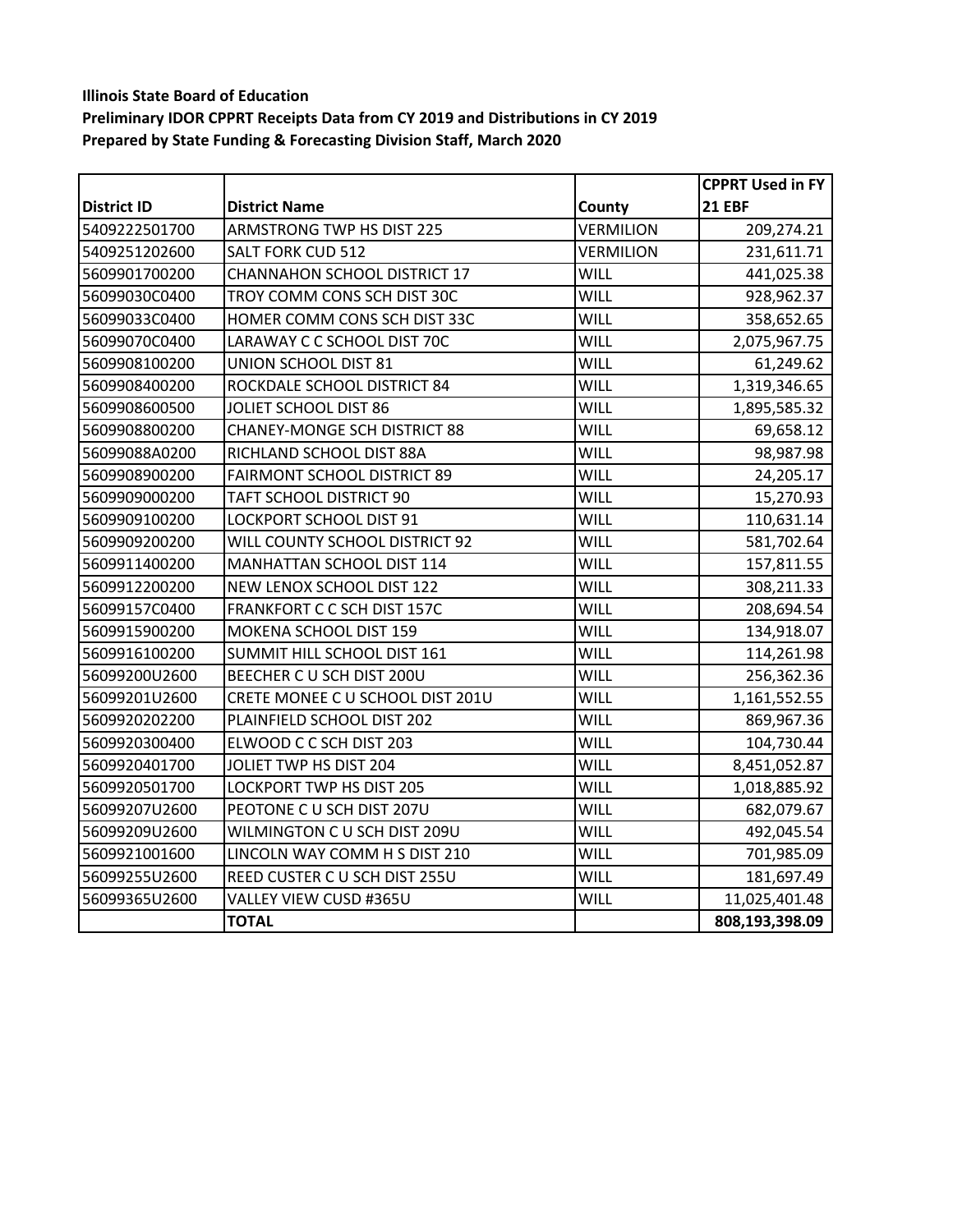**Illinois State Board of Education**
**Preliminary IDOR CPPRT Receipts Data from CY 2019 and Distributions in CY 2019**
**Prepared by State Funding & Forecasting Division Staff, March 2020**

| District ID | District Name | County | CPPRT Used in FY 21 EBF |
|---|---|---|---|
| 5409222501700 | ARMSTRONG TWP HS DIST 225 | VERMILION | 209,274.21 |
| 5409251202600 | SALT FORK CUD 512 | VERMILION | 231,611.71 |
| 5609901700200 | CHANNAHON SCHOOL DISTRICT 17 | WILL | 441,025.38 |
| 56099030C0400 | TROY COMM CONS SCH DIST 30C | WILL | 928,962.37 |
| 56099033C0400 | HOMER COMM CONS SCH DIST 33C | WILL | 358,652.65 |
| 56099070C0400 | LARAWAY C C SCHOOL DIST 70C | WILL | 2,075,967.75 |
| 5609908100200 | UNION SCHOOL DIST 81 | WILL | 61,249.62 |
| 5609908400200 | ROCKDALE SCHOOL DISTRICT 84 | WILL | 1,319,346.65 |
| 5609908600500 | JOLIET SCHOOL DIST 86 | WILL | 1,895,585.32 |
| 5609908800200 | CHANEY-MONGE SCH DISTRICT 88 | WILL | 69,658.12 |
| 56099088A0200 | RICHLAND SCHOOL DIST 88A | WILL | 98,987.98 |
| 5609908900200 | FAIRMONT SCHOOL DISTRICT 89 | WILL | 24,205.17 |
| 5609909000200 | TAFT SCHOOL DISTRICT 90 | WILL | 15,270.93 |
| 5609909100200 | LOCKPORT SCHOOL DIST 91 | WILL | 110,631.14 |
| 5609909200200 | WILL COUNTY SCHOOL DISTRICT 92 | WILL | 581,702.64 |
| 5609911400200 | MANHATTAN SCHOOL DIST 114 | WILL | 157,811.55 |
| 5609912200200 | NEW LENOX SCHOOL DIST 122 | WILL | 308,211.33 |
| 56099157C0400 | FRANKFORT C C SCH DIST 157C | WILL | 208,694.54 |
| 5609915900200 | MOKENA SCHOOL DIST 159 | WILL | 134,918.07 |
| 5609916100200 | SUMMIT HILL SCHOOL DIST 161 | WILL | 114,261.98 |
| 56099200U2600 | BEECHER C U SCH DIST 200U | WILL | 256,362.36 |
| 56099201U2600 | CRETE MONEE C U SCHOOL DIST 201U | WILL | 1,161,552.55 |
| 5609920202200 | PLAINFIELD SCHOOL DIST 202 | WILL | 869,967.36 |
| 5609920300400 | ELWOOD C C SCH DIST 203 | WILL | 104,730.44 |
| 5609920401700 | JOLIET TWP HS DIST 204 | WILL | 8,451,052.87 |
| 5609920501700 | LOCKPORT TWP HS DIST 205 | WILL | 1,018,885.92 |
| 56099207U2600 | PEOTONE C U SCH DIST 207U | WILL | 682,079.67 |
| 56099209U2600 | WILMINGTON C U SCH DIST 209U | WILL | 492,045.54 |
| 5609921001600 | LINCOLN WAY COMM H S DIST 210 | WILL | 701,985.09 |
| 56099255U2600 | REED CUSTER C U SCH DIST 255U | WILL | 181,697.49 |
| 56099365U2600 | VALLEY VIEW CUSD #365U | WILL | 11,025,401.48 |
| | **TOTAL** | | **808,193,398.09** |